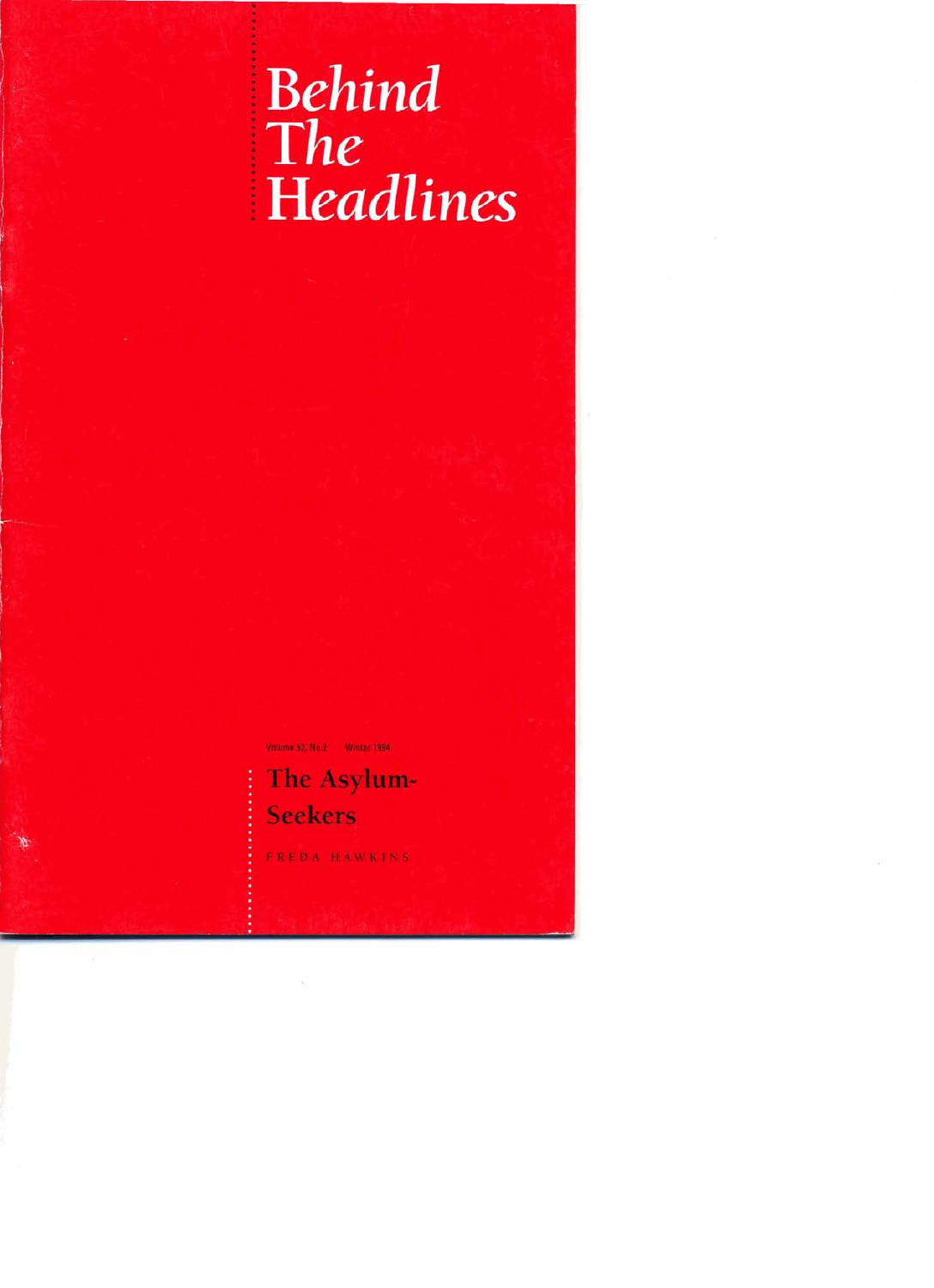# *Behind The Headlines*

Volume 52, No 2 Winter 1994

## The Asylum-Seekers

FREDA HAWKINS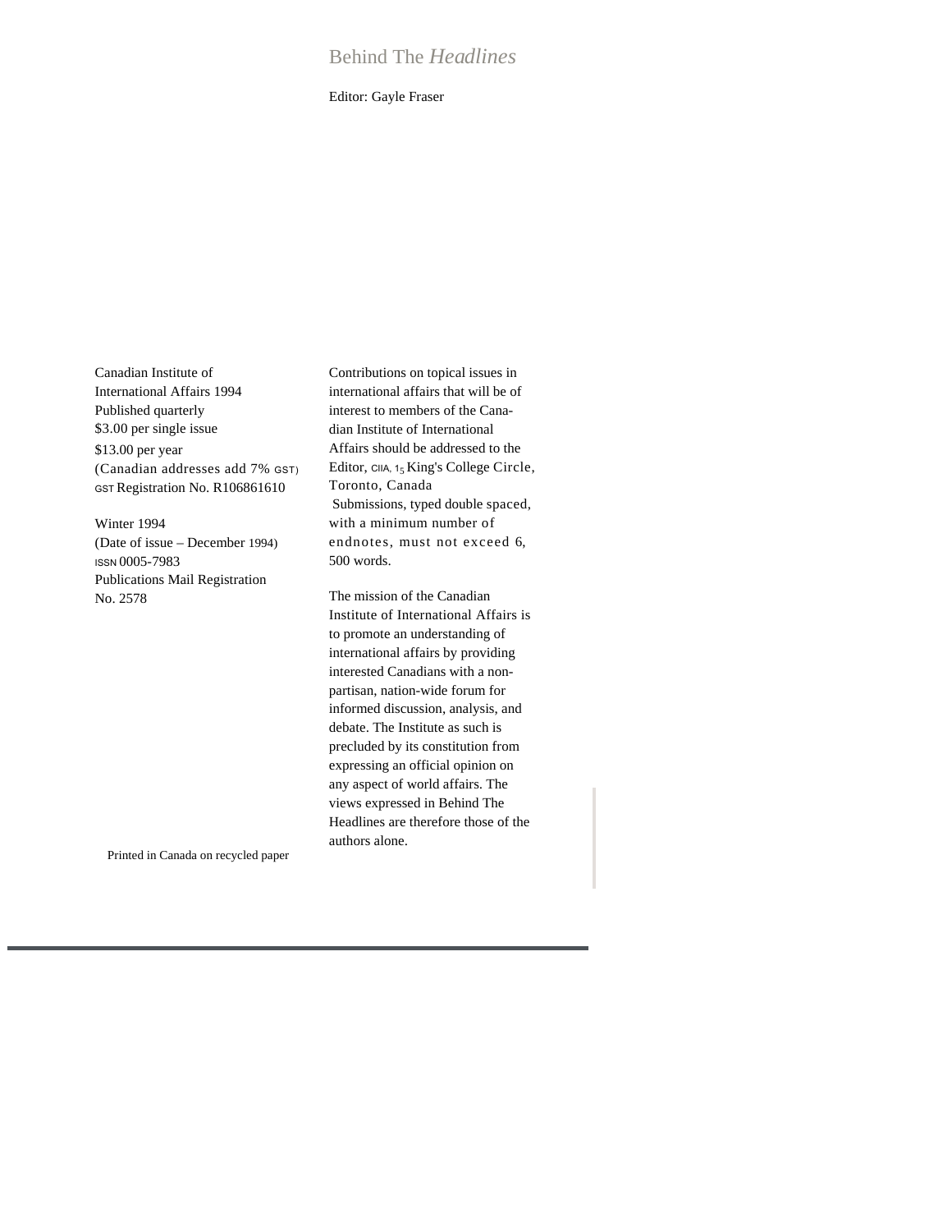# Behind The *Headlines*

Editor: Gayle Fraser

Canadian Institute of International Affairs 1994
Published quarterly
$3.00 per single issue
$13.00 per year
(Canadian addresses add 7% GST)
GST Registration No. R106861610

Winter 1994
(Date of issue – December 1994)
ISSN 0005-7983
Publications Mail Registration No. 2578

Printed in Canada on recycled paper

Contributions on topical issues in international affairs that will be of interest to members of the Canadian Institute of International Affairs should be addressed to the Editor, CIIA, 15 King's College Circle, Toronto, Canada

Submissions, typed double spaced, with a minimum number of endnotes, must not exceed 6, 500 words.

The mission of the Canadian Institute of International Affairs is to promote an understanding of international affairs by providing interested Canadians with a non-partisan, nation-wide forum for informed discussion, analysis, and debate. The Institute as such is precluded by its constitution from expressing an official opinion on any aspect of world affairs. The views expressed in Behind The Headlines are therefore those of the authors alone.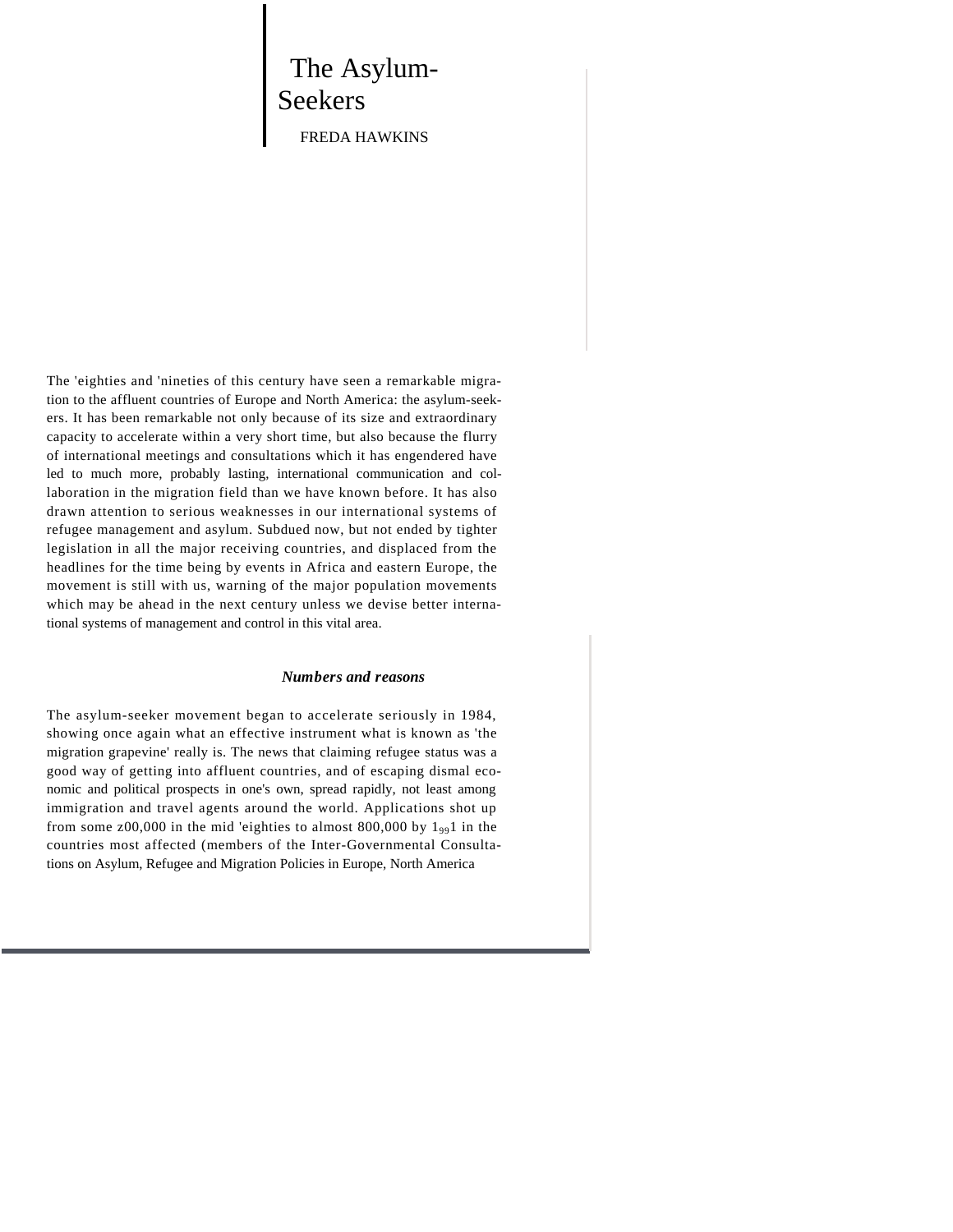# The Asylum-Seekers

FREDA HAWKINS

The 'eighties and 'nineties of this century have seen a remarkable migration to the affluent countries of Europe and North America: the asylum-seekers. It has been remarkable not only because of its size and extraordinary capacity to accelerate within a very short time, but also because the flurry of international meetings and consultations which it has engendered have led to much more, probably lasting, international communication and collaboration in the migration field than we have known before. It has also drawn attention to serious weaknesses in our international systems of refugee management and asylum. Subdued now, but not ended by tighter legislation in all the major receiving countries, and displaced from the headlines for the time being by events in Africa and eastern Europe, the movement is still with us, warning of the major population movements which may be ahead in the next century unless we devise better international systems of management and control in this vital area.

## *Numbers and reasons*

The asylum-seeker movement began to accelerate seriously in 1984, showing once again what an effective instrument what is known as 'the migration grapevine' really is. The news that claiming refugee status was a good way of getting into affluent countries, and of escaping dismal economic and political prospects in one's own, spread rapidly, not least among immigration and travel agents around the world. Applications shot up from some z00,000 in the mid 'eighties to almost 800,000 by 1991 in the countries most affected (members of the Inter-Governmental Consultations on Asylum, Refugee and Migration Policies in Europe, North America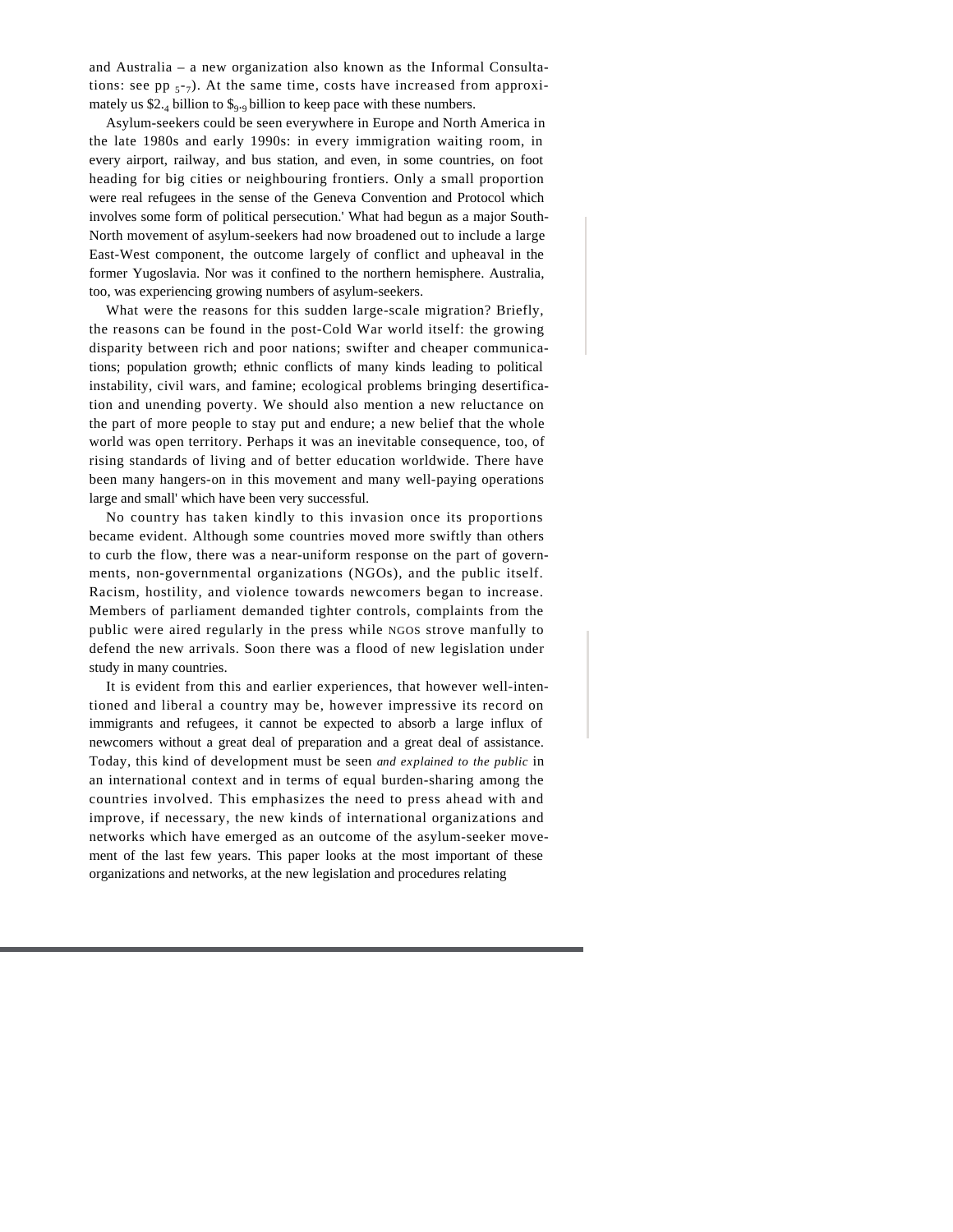and Australia – a new organization also known as the Informal Consultations: see pp 5-7). At the same time, costs have increased from approximately us $2.4 billion to $9.9 billion to keep pace with these numbers.

Asylum-seekers could be seen everywhere in Europe and North America in the late 1980s and early 1990s: in every immigration waiting room, in every airport, railway, and bus station, and even, in some countries, on foot heading for big cities or neighbouring frontiers. Only a small proportion were real refugees in the sense of the Geneva Convention and Protocol which involves some form of political persecution.' What had begun as a major South-North movement of asylum-seekers had now broadened out to include a large East-West component, the outcome largely of conflict and upheaval in the former Yugoslavia. Nor was it confined to the northern hemisphere. Australia, too, was experiencing growing numbers of asylum-seekers.

What were the reasons for this sudden large-scale migration? Briefly, the reasons can be found in the post-Cold War world itself: the growing disparity between rich and poor nations; swifter and cheaper communications; population growth; ethnic conflicts of many kinds leading to political instability, civil wars, and famine; ecological problems bringing desertification and unending poverty. We should also mention a new reluctance on the part of more people to stay put and endure; a new belief that the whole world was open territory. Perhaps it was an inevitable consequence, too, of rising standards of living and of better education worldwide. There have been many hangers-on in this movement and many well-paying operations large and small' which have been very successful.

No country has taken kindly to this invasion once its proportions became evident. Although some countries moved more swiftly than others to curb the flow, there was a near-uniform response on the part of governments, non-governmental organizations (NGOs), and the public itself. Racism, hostility, and violence towards newcomers began to increase. Members of parliament demanded tighter controls, complaints from the public were aired regularly in the press while NGOS strove manfully to defend the new arrivals. Soon there was a flood of new legislation under study in many countries.

It is evident from this and earlier experiences, that however well-intentioned and liberal a country may be, however impressive its record on immigrants and refugees, it cannot be expected to absorb a large influx of newcomers without a great deal of preparation and a great deal of assistance. Today, this kind of development must be seen *and explained to the public* in an international context and in terms of equal burden-sharing among the countries involved. This emphasizes the need to press ahead with and improve, if necessary, the new kinds of international organizations and networks which have emerged as an outcome of the asylum-seeker movement of the last few years. This paper looks at the most important of these organizations and networks, at the new legislation and procedures relating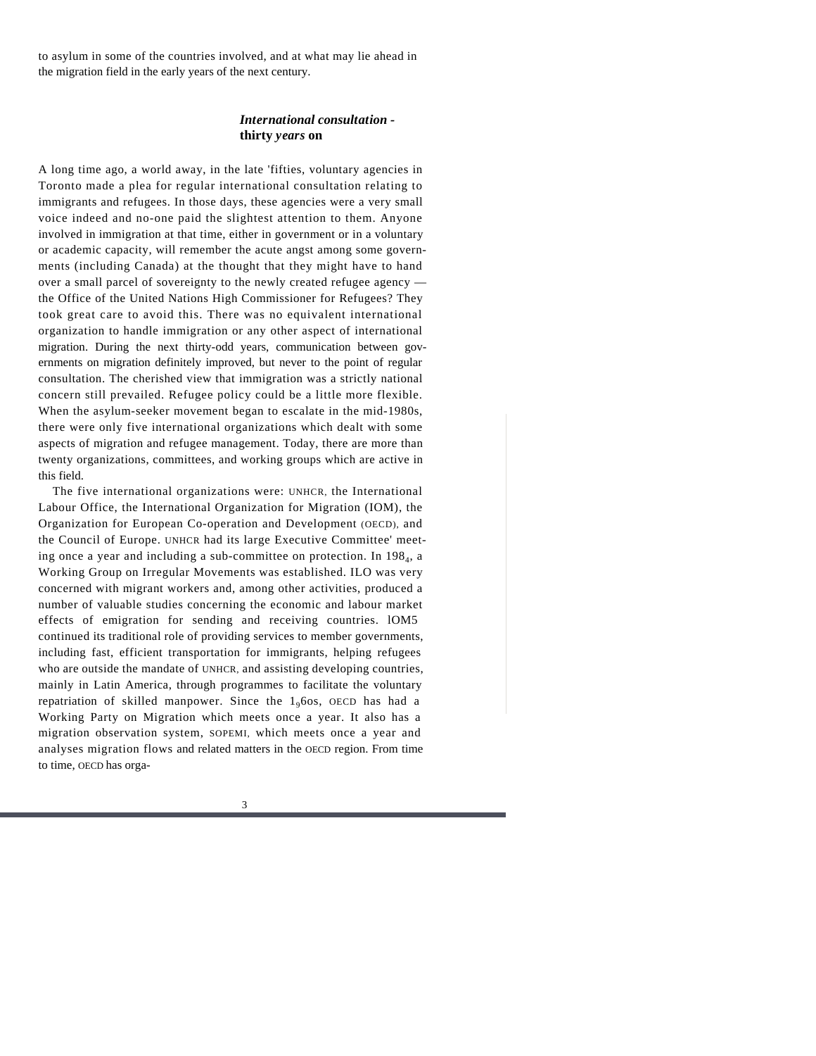to asylum in some of the countries involved, and at what may lie ahead in the migration field in the early years of the next century.

### *International consultation -* **thirty *years* on**

A long time ago, a world away, in the late 'fifties, voluntary agencies in Toronto made a plea for regular international consultation relating to immigrants and refugees. In those days, these agencies were a very small voice indeed and no-one paid the slightest attention to them. Anyone involved in immigration at that time, either in government or in a voluntary or academic capacity, will remember the acute angst among some governments (including Canada) at the thought that they might have to hand over a small parcel of sovereignty to the newly created refugee agency — the Office of the United Nations High Commissioner for Refugees? They took great care to avoid this. There was no equivalent international organization to handle immigration or any other aspect of international migration. During the next thirty-odd years, communication between governments on migration definitely improved, but never to the point of regular consultation. The cherished view that immigration was a strictly national concern still prevailed. Refugee policy could be a little more flexible. When the asylum-seeker movement began to escalate in the mid-1980s, there were only five international organizations which dealt with some aspects of migration and refugee management. Today, there are more than twenty organizations, committees, and working groups which are active in this field.

The five international organizations were: UNHCR, the International Labour Office, the International Organization for Migration (IOM), the Organization for European Co-operation and Development (OECD), and the Council of Europe. UNHCR had its large Executive Committee' meeting once a year and including a sub-committee on protection. In 1984, a Working Group on Irregular Movements was established. ILO was very concerned with migrant workers and, among other activities, produced a number of valuable studies concerning the economic and labour market effects of emigration for sending and receiving countries. IOM5 continued its traditional role of providing services to member governments, including fast, efficient transportation for immigrants, helping refugees who are outside the mandate of UNHCR, and assisting developing countries, mainly in Latin America, through programmes to facilitate the voluntary repatriation of skilled manpower. Since the 1960s, OECD has had a Working Party on Migration which meets once a year. It also has a migration observation system, SOPEMI, which meets once a year and analyses migration flows and related matters in the OECD region. From time to time, OECD has orga-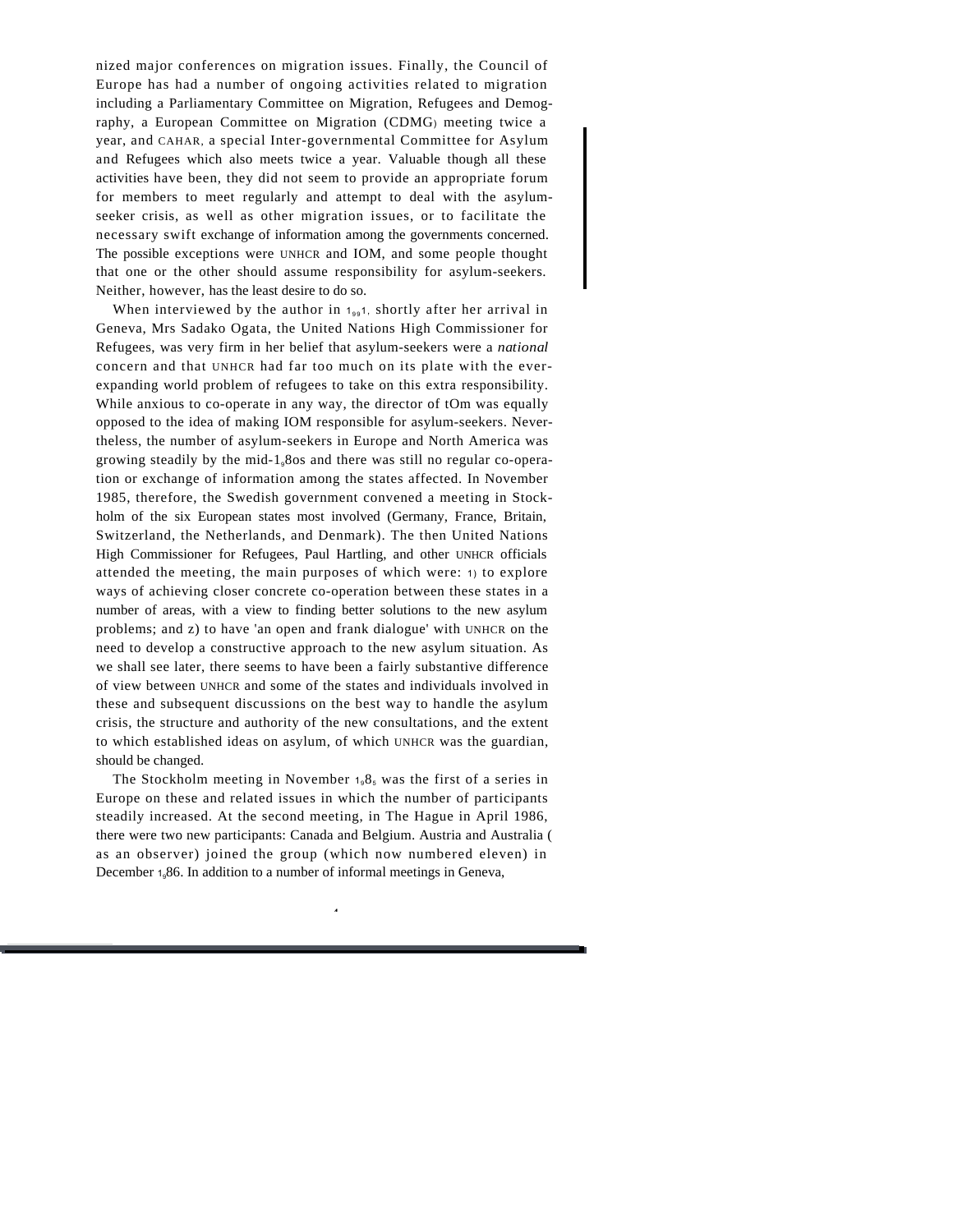nized major conferences on migration issues. Finally, the Council of Europe has had a number of ongoing activities related to migration including a Parliamentary Committee on Migration, Refugees and Demography, a European Committee on Migration (CDMG) meeting twice a year, and CAHAR, a special Inter-governmental Committee for Asylum and Refugees which also meets twice a year. Valuable though all these activities have been, they did not seem to provide an appropriate forum for members to meet regularly and attempt to deal with the asylum-seeker crisis, as well as other migration issues, or to facilitate the necessary swift exchange of information among the governments concerned. The possible exceptions were UNHCR and IOM, and some people thought that one or the other should assume responsibility for asylum-seekers. Neither, however, has the least desire to do so.

When interviewed by the author in 1991, shortly after her arrival in Geneva, Mrs Sadako Ogata, the United Nations High Commissioner for Refugees, was very firm in her belief that asylum-seekers were a *national* concern and that UNHCR had far too much on its plate with the ever-expanding world problem of refugees to take on this extra responsibility. While anxious to co-operate in any way, the director of tOm was equally opposed to the idea of making IOM responsible for asylum-seekers. Nevertheless, the number of asylum-seekers in Europe and North America was growing steadily by the mid-1980s and there was still no regular co-operation or exchange of information among the states affected. In November 1985, therefore, the Swedish government convened a meeting in Stockholm of the six European states most involved (Germany, France, Britain, Switzerland, the Netherlands, and Denmark). The then United Nations High Commissioner for Refugees, Paul Hartling, and other UNHCR officials attended the meeting, the main purposes of which were: 1) to explore ways of achieving closer concrete co-operation between these states in a number of areas, with a view to finding better solutions to the new asylum problems; and z) to have 'an open and frank dialogue' with UNHCR on the need to develop a constructive approach to the new asylum situation. As we shall see later, there seems to have been a fairly substantive difference of view between UNHCR and some of the states and individuals involved in these and subsequent discussions on the best way to handle the asylum crisis, the structure and authority of the new consultations, and the extent to which established ideas on asylum, of which UNHCR was the guardian, should be changed.

The Stockholm meeting in November 1985 was the first of a series in Europe on these and related issues in which the number of participants steadily increased. At the second meeting, in The Hague in April 1986, there were two new participants: Canada and Belgium. Austria and Australia (as an observer) joined the group (which now numbered eleven) in December 1986. In addition to a number of informal meetings in Geneva,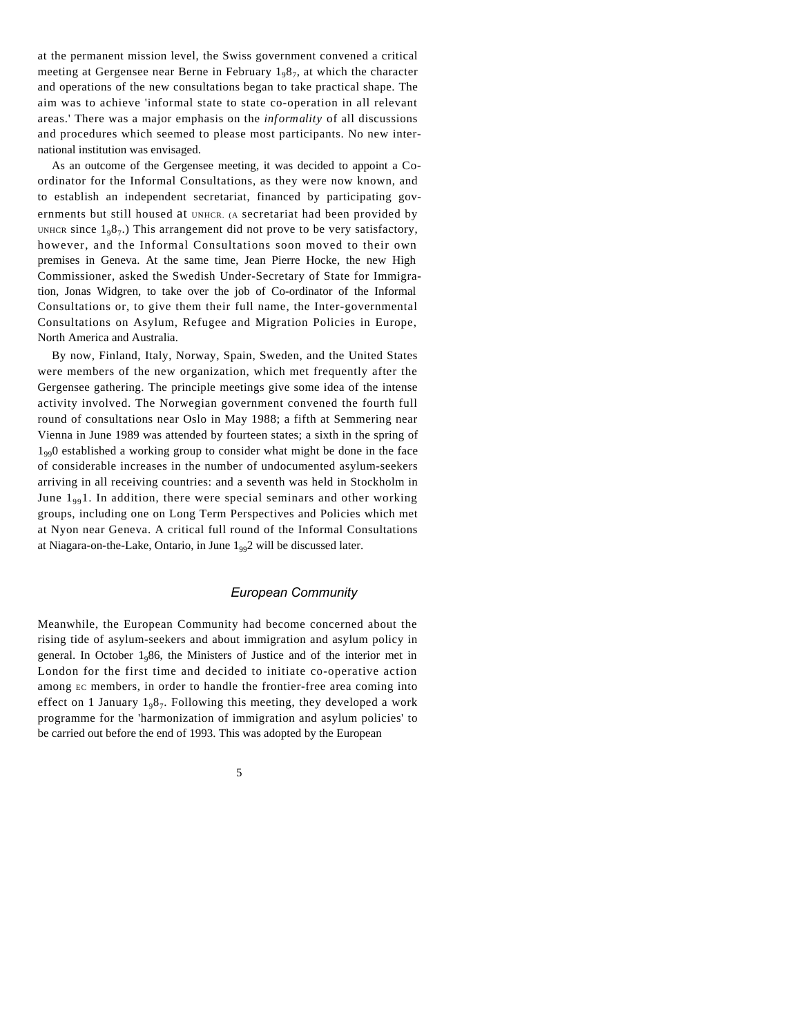at the permanent mission level, the Swiss government convened a critical meeting at Gergensee near Berne in February 1987, at which the character and operations of the new consultations began to take practical shape. The aim was to achieve 'informal state to state co-operation in all relevant areas.' There was a major emphasis on the *informality* of all discussions and procedures which seemed to please most participants. No new international institution was envisaged.

As an outcome of the Gergensee meeting, it was decided to appoint a Co-ordinator for the Informal Consultations, as they were now known, and to establish an independent secretariat, financed by participating governments but still housed at UNHCR. (A secretariat had been provided by UNHCR since 1987.) This arrangement did not prove to be very satisfactory, however, and the Informal Consultations soon moved to their own premises in Geneva. At the same time, Jean Pierre Hocke, the new High Commissioner, asked the Swedish Under-Secretary of State for Immigration, Jonas Widgren, to take over the job of Co-ordinator of the Informal Consultations or, to give them their full name, the Inter-governmental Consultations on Asylum, Refugee and Migration Policies in Europe, North America and Australia.

By now, Finland, Italy, Norway, Spain, Sweden, and the United States were members of the new organization, which met frequently after the Gergensee gathering. The principle meetings give some idea of the intense activity involved. The Norwegian government convened the fourth full round of consultations near Oslo in May 1988; a fifth at Semmering near Vienna in June 1989 was attended by fourteen states; a sixth in the spring of 1990 established a working group to consider what might be done in the face of considerable increases in the number of undocumented asylum-seekers arriving in all receiving countries: and a seventh was held in Stockholm in June 1991. In addition, there were special seminars and other working groups, including one on Long Term Perspectives and Policies which met at Nyon near Geneva. A critical full round of the Informal Consultations at Niagara-on-the-Lake, Ontario, in June 1992 will be discussed later.

## European Community

Meanwhile, the European Community had become concerned about the rising tide of asylum-seekers and about immigration and asylum policy in general. In October 1986, the Ministers of Justice and of the interior met in London for the first time and decided to initiate co-operative action among EC members, in order to handle the frontier-free area coming into effect on 1 January 1987. Following this meeting, they developed a work programme for the 'harmonization of immigration and asylum policies' to be carried out before the end of 1993. This was adopted by the European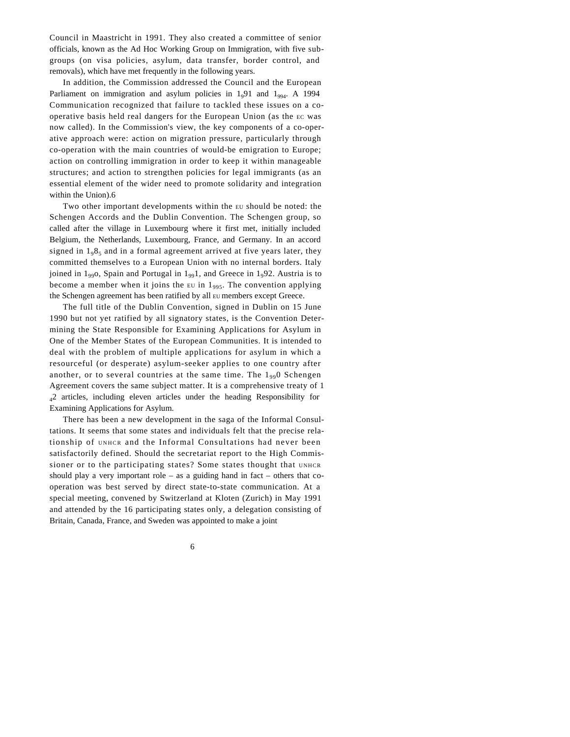Council in Maastricht in 1991. They also created a committee of senior officials, known as the Ad Hoc Working Group on Immigration, with five sub-groups (on visa policies, asylum, data transfer, border control, and removals), which have met frequently in the following years.

In addition, the Commission addressed the Council and the European Parliament on immigration and asylum policies in 1991 and 1994. A 1994 Communication recognized that failure to tackled these issues on a co-operative basis held real dangers for the European Union (as the EC was now called). In the Commission's view, the key components of a co-operative approach were: action on migration pressure, particularly through co-operation with the main countries of would-be emigration to Europe; action on controlling immigration in order to keep it within manageable structures; and action to strengthen policies for legal immigrants (as an essential element of the wider need to promote solidarity and integration within the Union).6

Two other important developments within the EU should be noted: the Schengen Accords and the Dublin Convention. The Schengen group, so called after the village in Luxembourg where it first met, initially included Belgium, the Netherlands, Luxembourg, France, and Germany. In an accord signed in 1985 and in a formal agreement arrived at five years later, they committed themselves to a European Union with no internal borders. Italy joined in 1990, Spain and Portugal in 1991, and Greece in 1992. Austria is to become a member when it joins the EU in 1995. The convention applying the Schengen agreement has been ratified by all EU members except Greece.

The full title of the Dublin Convention, signed in Dublin on 15 June 1990 but not yet ratified by all signatory states, is the Convention Determining the State Responsible for Examining Applications for Asylum in One of the Member States of the European Communities. It is intended to deal with the problem of multiple applications for asylum in which a resourceful (or desperate) asylum-seeker applies to one country after another, or to several countries at the same time. The 1990 Schengen Agreement covers the same subject matter. It is a comprehensive treaty of 142 articles, including eleven articles under the heading Responsibility for Examining Applications for Asylum.

There has been a new development in the saga of the Informal Consultations. It seems that some states and individuals felt that the precise relationship of UNHCR and the Informal Consultations had never been satisfactorily defined. Should the secretariat report to the High Commissioner or to the participating states? Some states thought that UNHCR should play a very important role – as a guiding hand in fact – others that co-operation was best served by direct state-to-state communication. At a special meeting, convened by Switzerland at Kloten (Zurich) in May 1991 and attended by the 16 participating states only, a delegation consisting of Britain, Canada, France, and Sweden was appointed to make a joint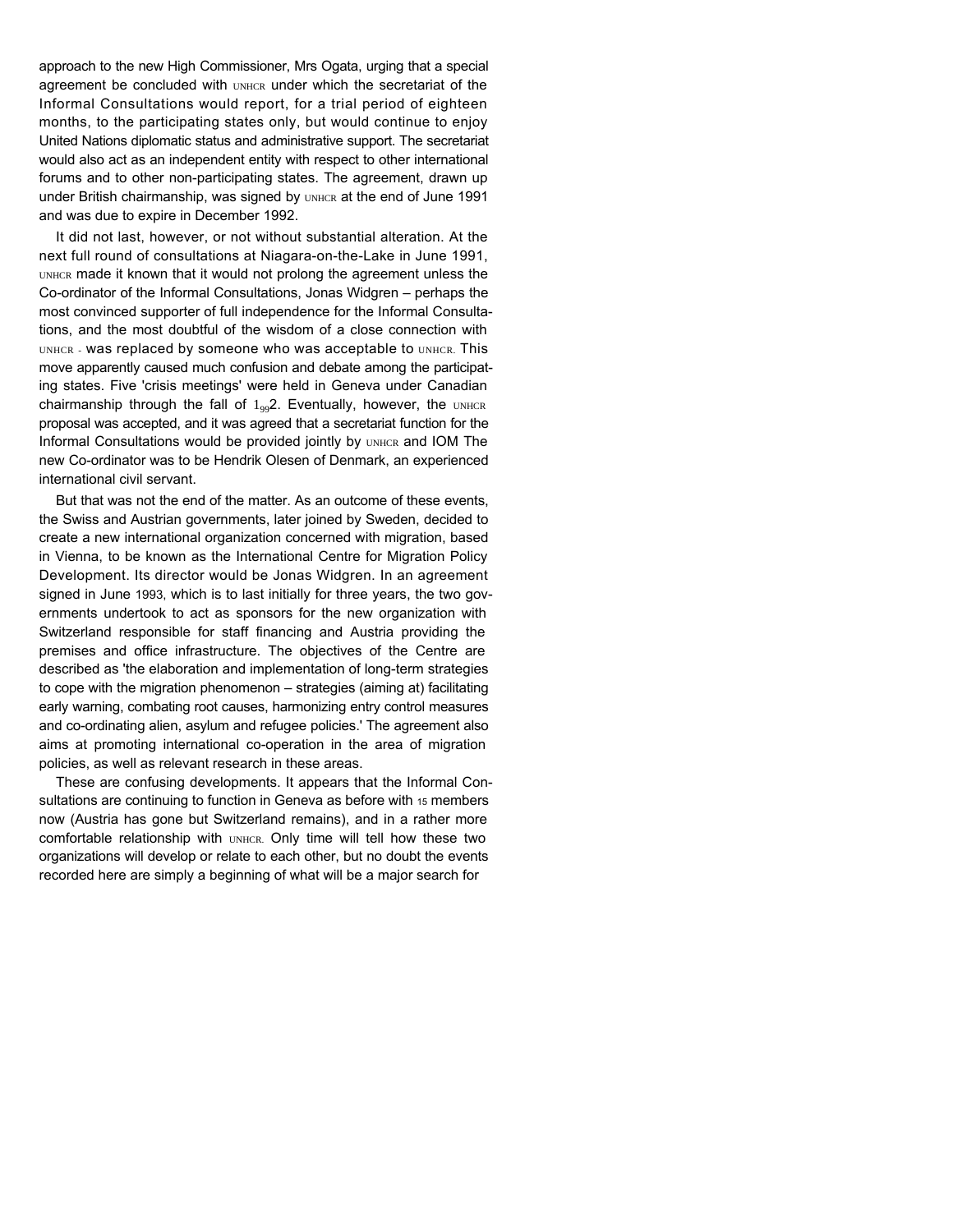approach to the new High Commissioner, Mrs Ogata, urging that a special agreement be concluded with UNHCR under which the secretariat of the Informal Consultations would report, for a trial period of eighteen months, to the participating states only, but would continue to enjoy United Nations diplomatic status and administrative support. The secretariat would also act as an independent entity with respect to other international forums and to other non-participating states. The agreement, drawn up under British chairmanship, was signed by UNHCR at the end of June 1991 and was due to expire in December 1992.

It did not last, however, or not without substantial alteration. At the next full round of consultations at Niagara-on-the-Lake in June 1991, UNHCR made it known that it would not prolong the agreement unless the Co-ordinator of the Informal Consultations, Jonas Widgren – perhaps the most convinced supporter of full independence for the Informal Consultations, and the most doubtful of the wisdom of a close connection with UNHCR - was replaced by someone who was acceptable to UNHCR. This move apparently caused much confusion and debate among the participating states. Five 'crisis meetings' were held in Geneva under Canadian chairmanship through the fall of 1992. Eventually, however, the UNHCR proposal was accepted, and it was agreed that a secretariat function for the Informal Consultations would be provided jointly by UNHCR and IOM The new Co-ordinator was to be Hendrik Olesen of Denmark, an experienced international civil servant.

But that was not the end of the matter. As an outcome of these events, the Swiss and Austrian governments, later joined by Sweden, decided to create a new international organization concerned with migration, based in Vienna, to be known as the International Centre for Migration Policy Development. Its director would be Jonas Widgren. In an agreement signed in June 1993, which is to last initially for three years, the two governments undertook to act as sponsors for the new organization with Switzerland responsible for staff financing and Austria providing the premises and office infrastructure. The objectives of the Centre are described as 'the elaboration and implementation of long-term strategies to cope with the migration phenomenon – strategies (aiming at) facilitating early warning, combating root causes, harmonizing entry control measures and co-ordinating alien, asylum and refugee policies.' The agreement also aims at promoting international co-operation in the area of migration policies, as well as relevant research in these areas.

These are confusing developments. It appears that the Informal Consultations are continuing to function in Geneva as before with 15 members now (Austria has gone but Switzerland remains), and in a rather more comfortable relationship with UNHCR. Only time will tell how these two organizations will develop or relate to each other, but no doubt the events recorded here are simply a beginning of what will be a major search for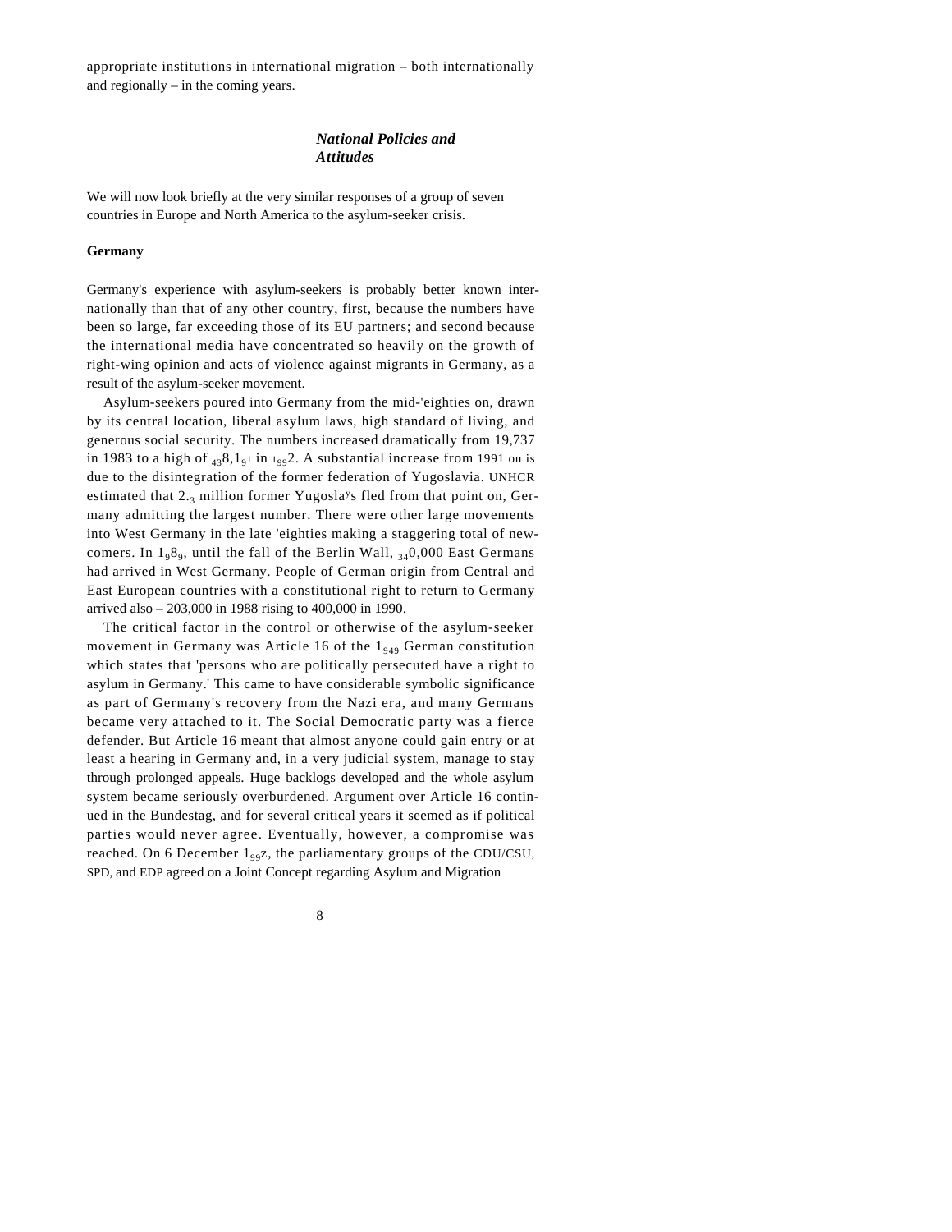appropriate institutions in international migration – both internationally and regionally – in the coming years.

### *National Policies and Attitudes*

We will now look briefly at the very similar responses of a group of seven countries in Europe and North America to the asylum-seeker crisis.

**Germany**

Germany's experience with asylum-seekers is probably better known internationally than that of any other country, first, because the numbers have been so large, far exceeding those of its EU partners; and second because the international media have concentrated so heavily on the growth of right-wing opinion and acts of violence against migrants in Germany, as a result of the asylum-seeker movement.

Asylum-seekers poured into Germany from the mid-'eighties on, drawn by its central location, liberal asylum laws, high standard of living, and generous social security. The numbers increased dramatically from 19,737 in 1983 to a high of 438,191 in 1992. A substantial increase from 1991 on is due to the disintegration of the former federation of Yugoslavia. UNHCR estimated that 2.3 million former Yugoslavs fled from that point on, Germany admitting the largest number. There were other large movements into West Germany in the late 'eighties making a staggering total of newcomers. In 1989, until the fall of the Berlin Wall, 340,000 East Germans had arrived in West Germany. People of German origin from Central and East European countries with a constitutional right to return to Germany arrived also – 203,000 in 1988 rising to 400,000 in 1990.

The critical factor in the control or otherwise of the asylum-seeker movement in Germany was Article 16 of the 1949 German constitution which states that 'persons who are politically persecuted have a right to asylum in Germany.' This came to have considerable symbolic significance as part of Germany's recovery from the Nazi era, and many Germans became very attached to it. The Social Democratic party was a fierce defender. But Article 16 meant that almost anyone could gain entry or at least a hearing in Germany and, in a very judicial system, manage to stay through prolonged appeals. Huge backlogs developed and the whole asylum system became seriously overburdened. Argument over Article 16 continued in the Bundestag, and for several critical years it seemed as if political parties would never agree. Eventually, however, a compromise was reached. On 6 December 1992, the parliamentary groups of the CDU/CSU, SPD, and EDP agreed on a Joint Concept regarding Asylum and Migration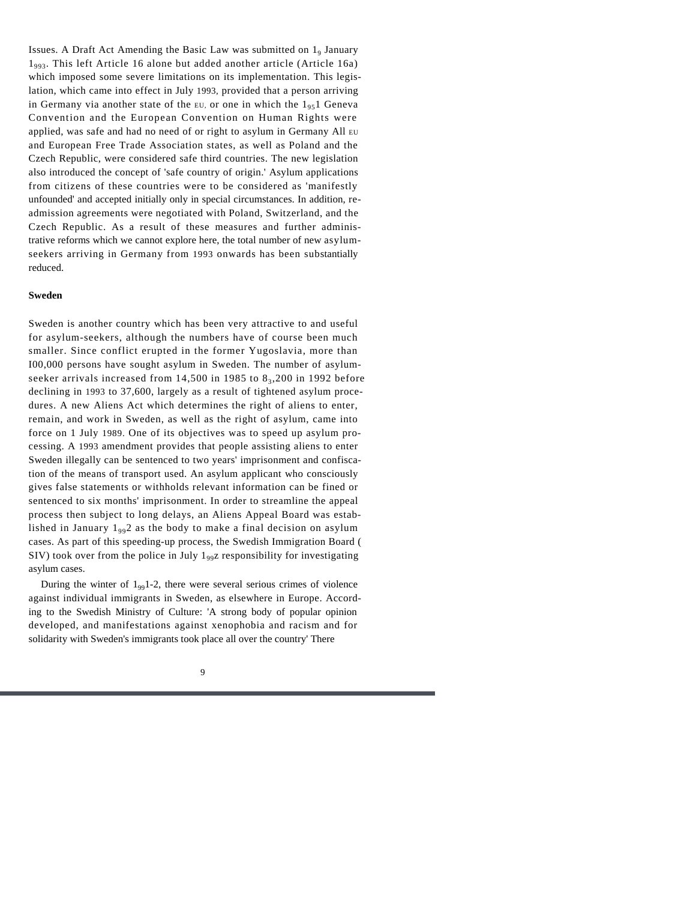Issues. A Draft Act Amending the Basic Law was submitted on 19 January 1993. This left Article 16 alone but added another article (Article 16a) which imposed some severe limitations on its implementation. This legislation, which came into effect in July 1993, provided that a person arriving in Germany via another state of the EU, or one in which the 1951 Geneva Convention and the European Convention on Human Rights were applied, was safe and had no need of or right to asylum in Germany All EU and European Free Trade Association states, as well as Poland and the Czech Republic, were considered safe third countries. The new legislation also introduced the concept of 'safe country of origin.' Asylum applications from citizens of these countries were to be considered as 'manifestly unfounded' and accepted initially only in special circumstances. In addition, re-admission agreements were negotiated with Poland, Switzerland, and the Czech Republic. As a result of these measures and further administrative reforms which we cannot explore here, the total number of new asylum-seekers arriving in Germany from 1993 onwards has been substantially reduced.

**Sweden**

Sweden is another country which has been very attractive to and useful for asylum-seekers, although the numbers have of course been much smaller. Since conflict erupted in the former Yugoslavia, more than I00,000 persons have sought asylum in Sweden. The number of asylum-seeker arrivals increased from 14,500 in 1985 to 83,200 in 1992 before declining in 1993 to 37,600, largely as a result of tightened asylum procedures. A new Aliens Act which determines the right of aliens to enter, remain, and work in Sweden, as well as the right of asylum, came into force on 1 July 1989. One of its objectives was to speed up asylum processing. A 1993 amendment provides that people assisting aliens to enter Sweden illegally can be sentenced to two years' imprisonment and confiscation of the means of transport used. An asylum applicant who consciously gives false statements or withholds relevant information can be fined or sentenced to six months' imprisonment. In order to streamline the appeal process then subject to long delays, an Aliens Appeal Board was established in January 1992 as the body to make a final decision on asylum cases. As part of this speeding-up process, the Swedish Immigration Board ( SIV) took over from the police in July 199z responsibility for investigating asylum cases.

During the winter of 1991-2, there were several serious crimes of violence against individual immigrants in Sweden, as elsewhere in Europe. According to the Swedish Ministry of Culture: 'A strong body of popular opinion developed, and manifestations against xenophobia and racism and for solidarity with Sweden's immigrants took place all over the country' There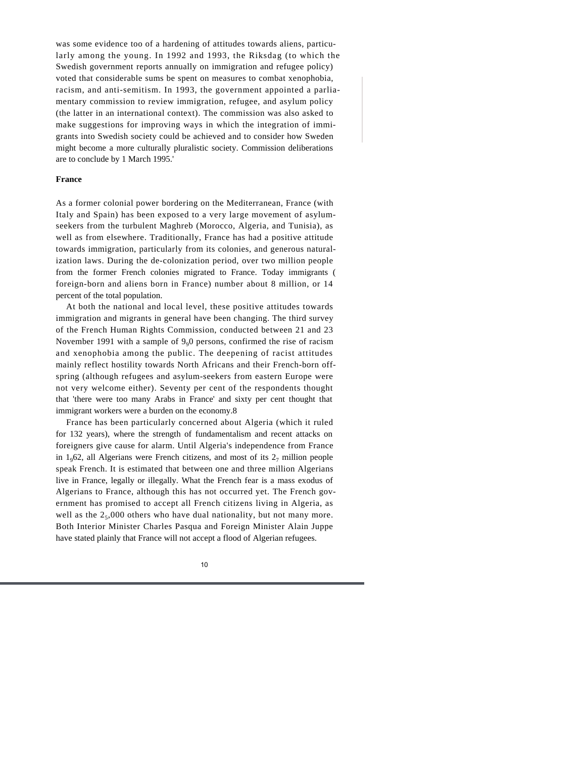was some evidence too of a hardening of attitudes towards aliens, particularly among the young. In 1992 and 1993, the Riksdag (to which the Swedish government reports annually on immigration and refugee policy) voted that considerable sums be spent on measures to combat xenophobia, racism, and anti-semitism. In 1993, the government appointed a parliamentary commission to review immigration, refugee, and asylum policy (the latter in an international context). The commission was also asked to make suggestions for improving ways in which the integration of immigrants into Swedish society could be achieved and to consider how Sweden might become a more culturally pluralistic society. Commission deliberations are to conclude by 1 March 1995.'

**France**

As a former colonial power bordering on the Mediterranean, France (with Italy and Spain) has been exposed to a very large movement of asylum-seekers from the turbulent Maghreb (Morocco, Algeria, and Tunisia), as well as from elsewhere. Traditionally, France has had a positive attitude towards immigration, particularly from its colonies, and generous naturalization laws. During the de-colonization period, over two million people from the former French colonies migrated to France. Today immigrants ( foreign-born and aliens born in France) number about 8 million, or 14 percent of the total population.

At both the national and local level, these positive attitudes towards immigration and migrants in general have been changing. The third survey of the French Human Rights Commission, conducted between 21 and 23 November 1991 with a sample of 990 persons, confirmed the rise of racism and xenophobia among the public. The deepening of racist attitudes mainly reflect hostility towards North Africans and their French-born offspring (although refugees and asylum-seekers from eastern Europe were not very welcome either). Seventy per cent of the respondents thought that 'there were too many Arabs in France' and sixty per cent thought that immigrant workers were a burden on the economy.[8]

France has been particularly concerned about Algeria (which it ruled for 132 years), where the strength of fundamentalism and recent attacks on foreigners give cause for alarm. Until Algeria's independence from France in 1962, all Algerians were French citizens, and most of its 27 million people speak French. It is estimated that between one and three million Algerians live in France, legally or illegally. What the French fear is a mass exodus of Algerians to France, although this has not occurred yet. The French government has promised to accept all French citizens living in Algeria, as well as the 25,000 others who have dual nationality, but not many more. Both Interior Minister Charles Pasqua and Foreign Minister Alain Juppe have stated plainly that France will not accept a flood of Algerian refugees.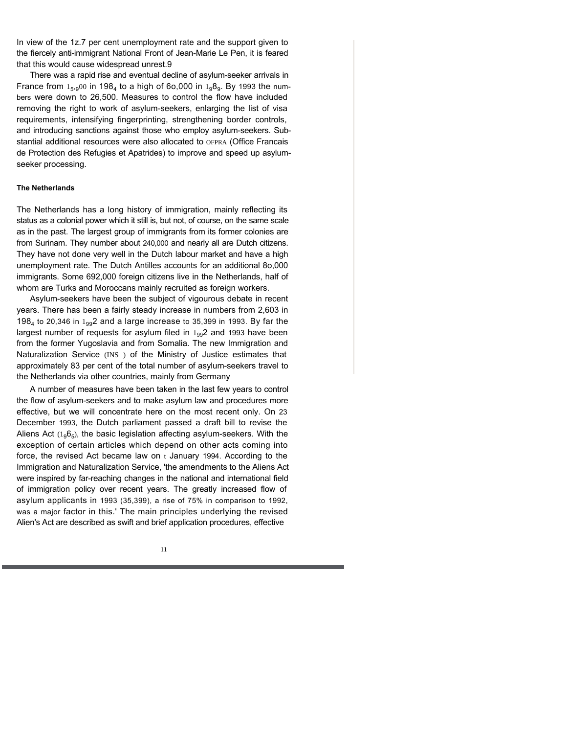In view of the 1z.7 per cent unemployment rate and the support given to the fiercely anti-immigrant National Front of Jean-Marie Le Pen, it is feared that this would cause widespread unrest.9

There was a rapid rise and eventual decline of asylum-seeker arrivals in France from 15,900 in 1984 to a high of 6o,000 in 1989. By 1993 the numbers were down to 26,500. Measures to control the flow have included removing the right to work of asylum-seekers, enlarging the list of visa requirements, intensifying fingerprinting, strengthening border controls, and introducing sanctions against those who employ asylum-seekers. Substantial additional resources were also allocated to OFPRA (Office Francais de Protection des Refugies et Apatrides) to improve and speed up asylum-seeker processing.

### The Netherlands

The Netherlands has a long history of immigration, mainly reflecting its status as a colonial power which it still is, but not, of course, on the same scale as in the past. The largest group of immigrants from its former colonies are from Surinam. They number about 240,000 and nearly all are Dutch citizens. They have not done very well in the Dutch labour market and have a high unemployment rate. The Dutch Antilles accounts for an additional 8o,000 immigrants. Some 692,000 foreign citizens live in the Netherlands, half of whom are Turks and Moroccans mainly recruited as foreign workers.

Asylum-seekers have been the subject of vigourous debate in recent years. There has been a fairly steady increase in numbers from 2,603 in 1984 to 20,346 in 1992 and a large increase to 35,399 in 1993. By far the largest number of requests for asylum filed in 1992 and 1993 have been from the former Yugoslavia and from Somalia. The new Immigration and Naturalization Service (INS ) of the Ministry of Justice estimates that approximately 83 per cent of the total number of asylum-seekers travel to the Netherlands via other countries, mainly from Germany

A number of measures have been taken in the last few years to control the flow of asylum-seekers and to make asylum law and procedures more effective, but we will concentrate here on the most recent only. On 23 December 1993, the Dutch parliament passed a draft bill to revise the Aliens Act (1965), the basic legislation affecting asylum-seekers. With the exception of certain articles which depend on other acts coming into force, the revised Act became law on t January 1994. According to the Immigration and Naturalization Service, 'the amendments to the Aliens Act were inspired by far-reaching changes in the national and international field of immigration policy over recent years. The greatly increased flow of asylum applicants in 1993 (35,399), a rise of 75% in comparison to 1992, was a major factor in this.' The main principles underlying the revised Alien's Act are described as swift and brief application procedures, effective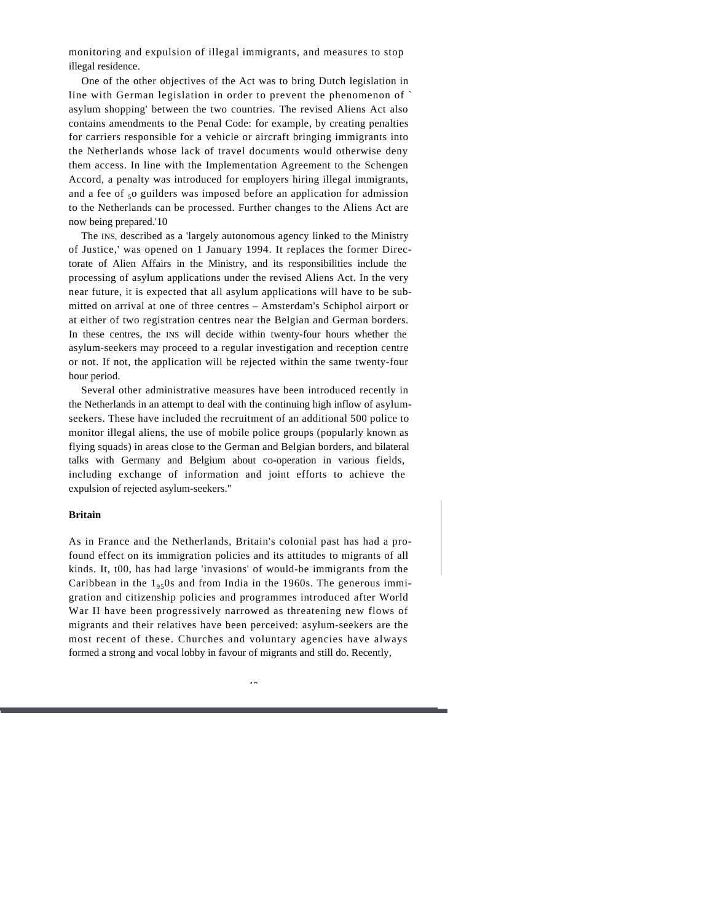monitoring and expulsion of illegal immigrants, and measures to stop illegal residence.

One of the other objectives of the Act was to bring Dutch legislation in line with German legislation in order to prevent the phenomenon of `asylum shopping' between the two countries. The revised Aliens Act also contains amendments to the Penal Code: for example, by creating penalties for carriers responsible for a vehicle or aircraft bringing immigrants into the Netherlands whose lack of travel documents would otherwise deny them access. In line with the Implementation Agreement to the Schengen Accord, a penalty was introduced for employers hiring illegal immigrants, and a fee of 50 guilders was imposed before an application for admission to the Netherlands can be processed. Further changes to the Aliens Act are now being prepared.'10

The INS, described as a 'largely autonomous agency linked to the Ministry of Justice,' was opened on 1 January 1994. It replaces the former Directorate of Alien Affairs in the Ministry, and its responsibilities include the processing of asylum applications under the revised Aliens Act. In the very near future, it is expected that all asylum applications will have to be submitted on arrival at one of three centres – Amsterdam's Schiphol airport or at either of two registration centres near the Belgian and German borders. In these centres, the INS will decide within twenty-four hours whether the asylum-seekers may proceed to a regular investigation and reception centre or not. If not, the application will be rejected within the same twenty-four hour period.

Several other administrative measures have been introduced recently in the Netherlands in an attempt to deal with the continuing high inflow of asylum-seekers. These have included the recruitment of an additional 500 police to monitor illegal aliens, the use of mobile police groups (popularly known as flying squads) in areas close to the German and Belgian borders, and bilateral talks with Germany and Belgium about co-operation in various fields, including exchange of information and joint efforts to achieve the expulsion of rejected asylum-seekers."

**Britain**

As in France and the Netherlands, Britain's colonial past has had a profound effect on its immigration policies and its attitudes to migrants of all kinds. It, t00, has had large 'invasions' of would-be immigrants from the Caribbean in the 1950s and from India in the 1960s. The generous immigration and citizenship policies and programmes introduced after World War II have been progressively narrowed as threatening new flows of migrants and their relatives have been perceived: asylum-seekers are the most recent of these. Churches and voluntary agencies have always formed a strong and vocal lobby in favour of migrants and still do. Recently,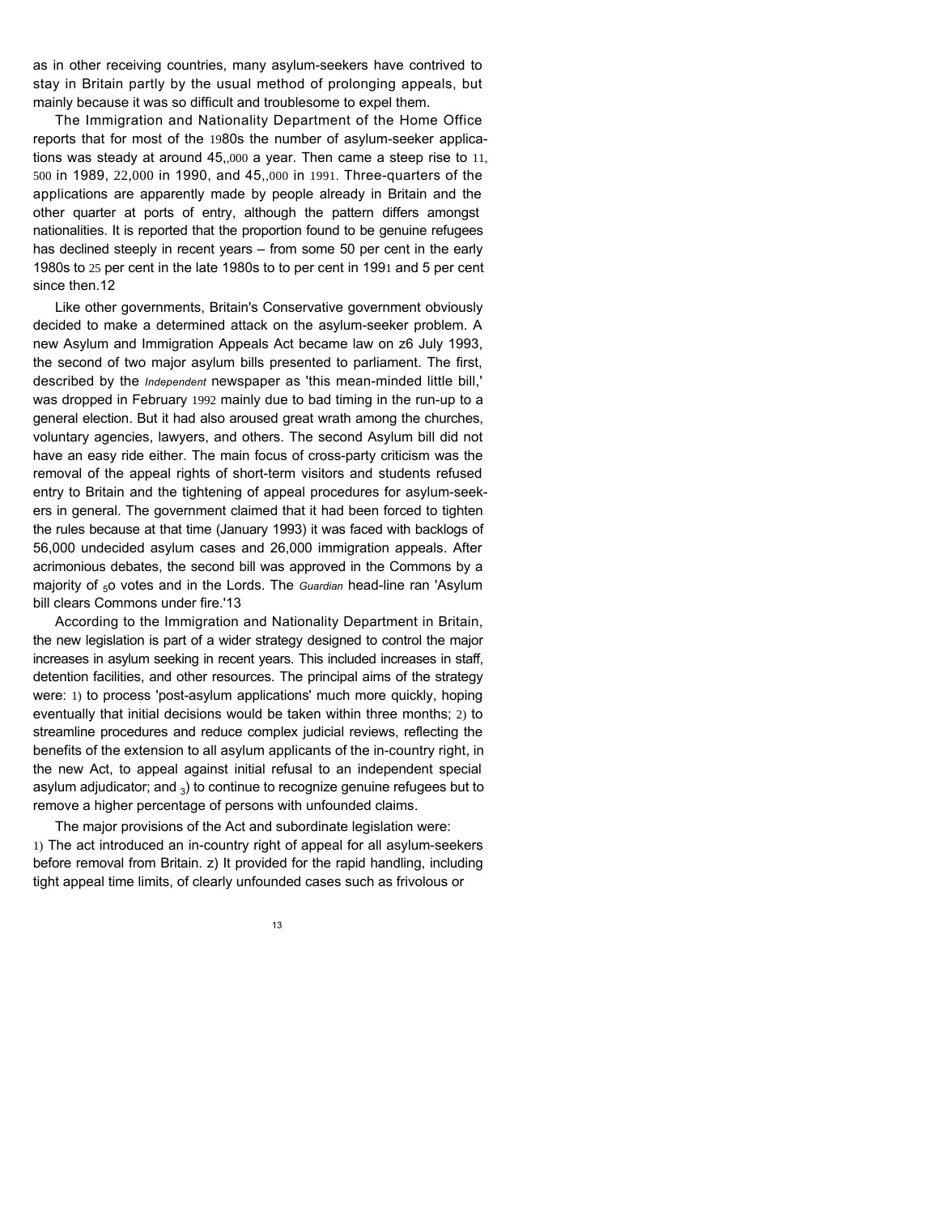as in other receiving countries, many asylum-seekers have contrived to stay in Britain partly by the usual method of prolonging appeals, but mainly because it was so difficult and troublesome to expel them.

The Immigration and Nationality Department of the Home Office reports that for most of the 1980s the number of asylum-seeker applications was steady at around 45,,000 a year. Then came a steep rise to 11, 500 in 1989, 22,000 in 1990, and 45,,000 in 1991. Three-quarters of the applications are apparently made by people already in Britain and the other quarter at ports of entry, although the pattern differs amongst nationalities. It is reported that the proportion found to be genuine refugees has declined steeply in recent years – from some 50 per cent in the early 1980s to 25 per cent in the late 1980s to to per cent in 1991 and 5 per cent since then.12

Like other governments, Britain's Conservative government obviously decided to make a determined attack on the asylum-seeker problem. A new Asylum and Immigration Appeals Act became law on z6 July 1993, the second of two major asylum bills presented to parliament. The first, described by the *Independent* newspaper as 'this mean-minded little bill,' was dropped in February 1992 mainly due to bad timing in the run-up to a general election. But it had also aroused great wrath among the churches, voluntary agencies, lawyers, and others. The second Asylum bill did not have an easy ride either. The main focus of cross-party criticism was the removal of the appeal rights of short-term visitors and students refused entry to Britain and the tightening of appeal procedures for asylum-seekers in general. The government claimed that it had been forced to tighten the rules because at that time (January 1993) it was faced with backlogs of 56,000 undecided asylum cases and 26,000 immigration appeals. After acrimonious debates, the second bill was approved in the Commons by a majority of 5o votes and in the Lords. The *Guardian* head-line ran 'Asylum bill clears Commons under fire.'13

According to the Immigration and Nationality Department in Britain, the new legislation is part of a wider strategy designed to control the major increases in asylum seeking in recent years. This included increases in staff, detention facilities, and other resources. The principal aims of the strategy were: 1) to process 'post-asylum applications' much more quickly, hoping eventually that initial decisions would be taken within three months; 2) to streamline procedures and reduce complex judicial reviews, reflecting the benefits of the extension to all asylum applicants of the in-country right, in the new Act, to appeal against initial refusal to an independent special asylum adjudicator; and 3) to continue to recognize genuine refugees but to remove a higher percentage of persons with unfounded claims.

The major provisions of the Act and subordinate legislation were:
1) The act introduced an in-country right of appeal for all asylum-seekers before removal from Britain. z) It provided for the rapid handling, including tight appeal time limits, of clearly unfounded cases such as frivolous or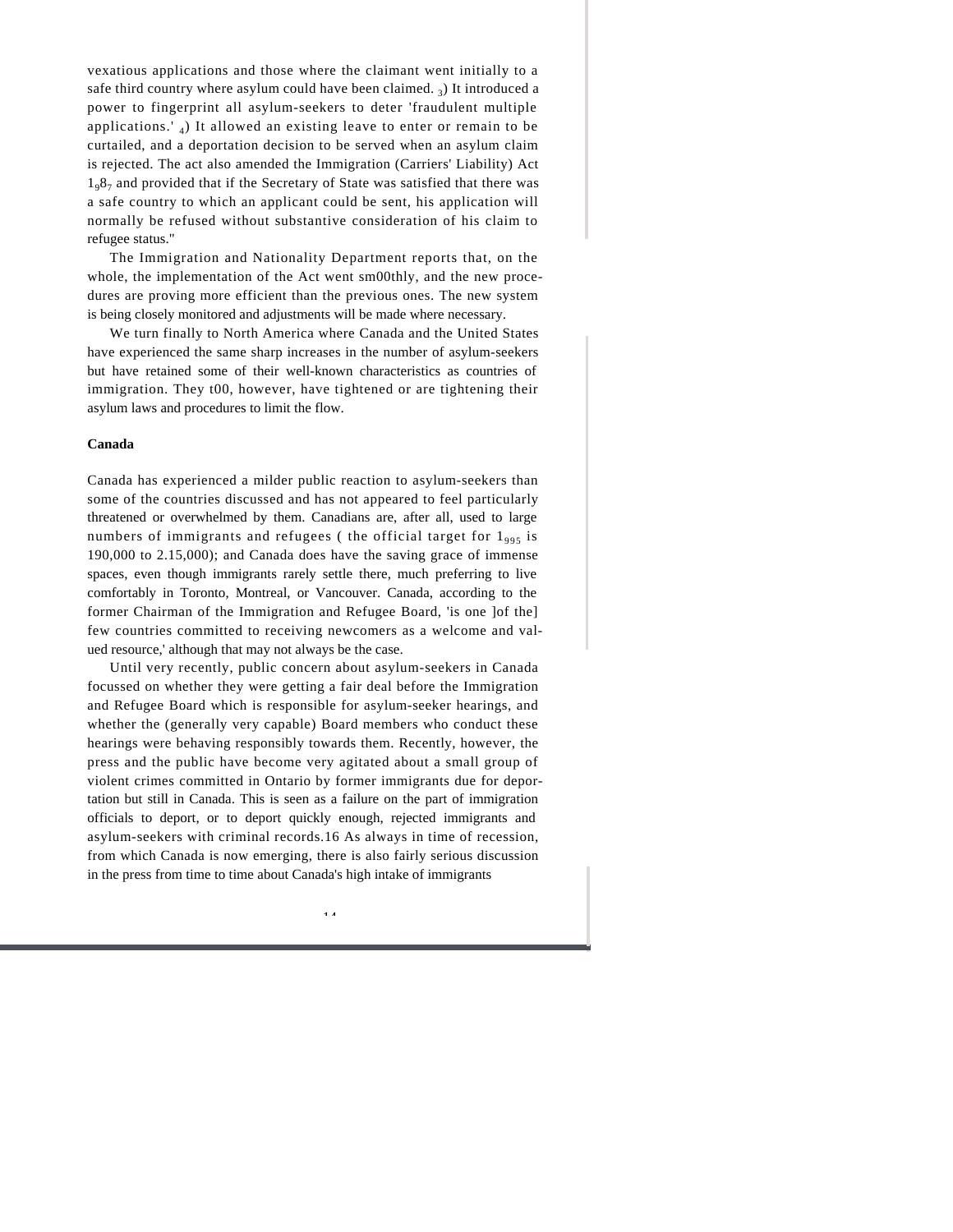vexatious applications and those where the claimant went initially to a safe third country where asylum could have been claimed. 3) It introduced a power to fingerprint all asylum-seekers to deter 'fraudulent multiple applications.' 4) It allowed an existing leave to enter or remain to be curtailed, and a deportation decision to be served when an asylum claim is rejected. The act also amended the Immigration (Carriers' Liability) Act 1987 and provided that if the Secretary of State was satisfied that there was a safe country to which an applicant could be sent, his application will normally be refused without substantive consideration of his claim to refugee status."

The Immigration and Nationality Department reports that, on the whole, the implementation of the Act went sm00thly, and the new procedures are proving more efficient than the previous ones. The new system is being closely monitored and adjustments will be made where necessary.

We turn finally to North America where Canada and the United States have experienced the same sharp increases in the number of asylum-seekers but have retained some of their well-known characteristics as countries of immigration. They t00, however, have tightened or are tightening their asylum laws and procedures to limit the flow.

**Canada**

Canada has experienced a milder public reaction to asylum-seekers than some of the countries discussed and has not appeared to feel particularly threatened or overwhelmed by them. Canadians are, after all, used to large numbers of immigrants and refugees ( the official target for 1995 is 190,000 to 2.15,000); and Canada does have the saving grace of immense spaces, even though immigrants rarely settle there, much preferring to live comfortably in Toronto, Montreal, or Vancouver. Canada, according to the former Chairman of the Immigration and Refugee Board, 'is one ]of the] few countries committed to receiving newcomers as a welcome and valued resource,' although that may not always be the case.

Until very recently, public concern about asylum-seekers in Canada focussed on whether they were getting a fair deal before the Immigration and Refugee Board which is responsible for asylum-seeker hearings, and whether the (generally very capable) Board members who conduct these hearings were behaving responsibly towards them. Recently, however, the press and the public have become very agitated about a small group of violent crimes committed in Ontario by former immigrants due for deportation but still in Canada. This is seen as a failure on the part of immigration officials to deport, or to deport quickly enough, rejected immigrants and asylum-seekers with criminal records.16 As always in time of recession, from which Canada is now emerging, there is also fairly serious discussion in the press from time to time about Canada's high intake of immigrants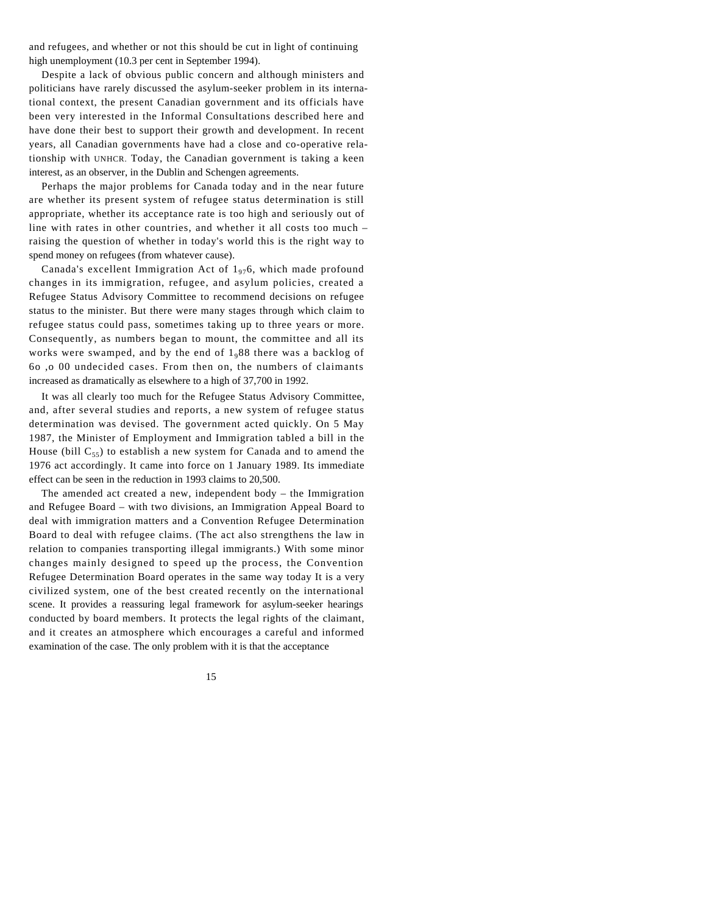and refugees, and whether or not this should be cut in light of continuing high unemployment (10.3 per cent in September 1994).

Despite a lack of obvious public concern and although ministers and politicians have rarely discussed the asylum-seeker problem in its international context, the present Canadian government and its officials have been very interested in the Informal Consultations described here and have done their best to support their growth and development. In recent years, all Canadian governments have had a close and co-operative relationship with UNHCR. Today, the Canadian government is taking a keen interest, as an observer, in the Dublin and Schengen agreements.

Perhaps the major problems for Canada today and in the near future are whether its present system of refugee status determination is still appropriate, whether its acceptance rate is too high and seriously out of line with rates in other countries, and whether it all costs too much – raising the question of whether in today's world this is the right way to spend money on refugees (from whatever cause).

Canada's excellent Immigration Act of 1976, which made profound changes in its immigration, refugee, and asylum policies, created a Refugee Status Advisory Committee to recommend decisions on refugee status to the minister. But there were many stages through which claim to refugee status could pass, sometimes taking up to three years or more. Consequently, as numbers began to mount, the committee and all its works were swamped, and by the end of 1988 there was a backlog of 60,000 undecided cases. From then on, the numbers of claimants increased as dramatically as elsewhere to a high of 37,700 in 1992.

It was all clearly too much for the Refugee Status Advisory Committee, and, after several studies and reports, a new system of refugee status determination was devised. The government acted quickly. On 5 May 1987, the Minister of Employment and Immigration tabled a bill in the House (bill C55) to establish a new system for Canada and to amend the 1976 act accordingly. It came into force on 1 January 1989. Its immediate effect can be seen in the reduction in 1993 claims to 20,500.

The amended act created a new, independent body – the Immigration and Refugee Board – with two divisions, an Immigration Appeal Board to deal with immigration matters and a Convention Refugee Determination Board to deal with refugee claims. (The act also strengthens the law in relation to companies transporting illegal immigrants.) With some minor changes mainly designed to speed up the process, the Convention Refugee Determination Board operates in the same way today It is a very civilized system, one of the best created recently on the international scene. It provides a reassuring legal framework for asylum-seeker hearings conducted by board members. It protects the legal rights of the claimant, and it creates an atmosphere which encourages a careful and informed examination of the case. The only problem with it is that the acceptance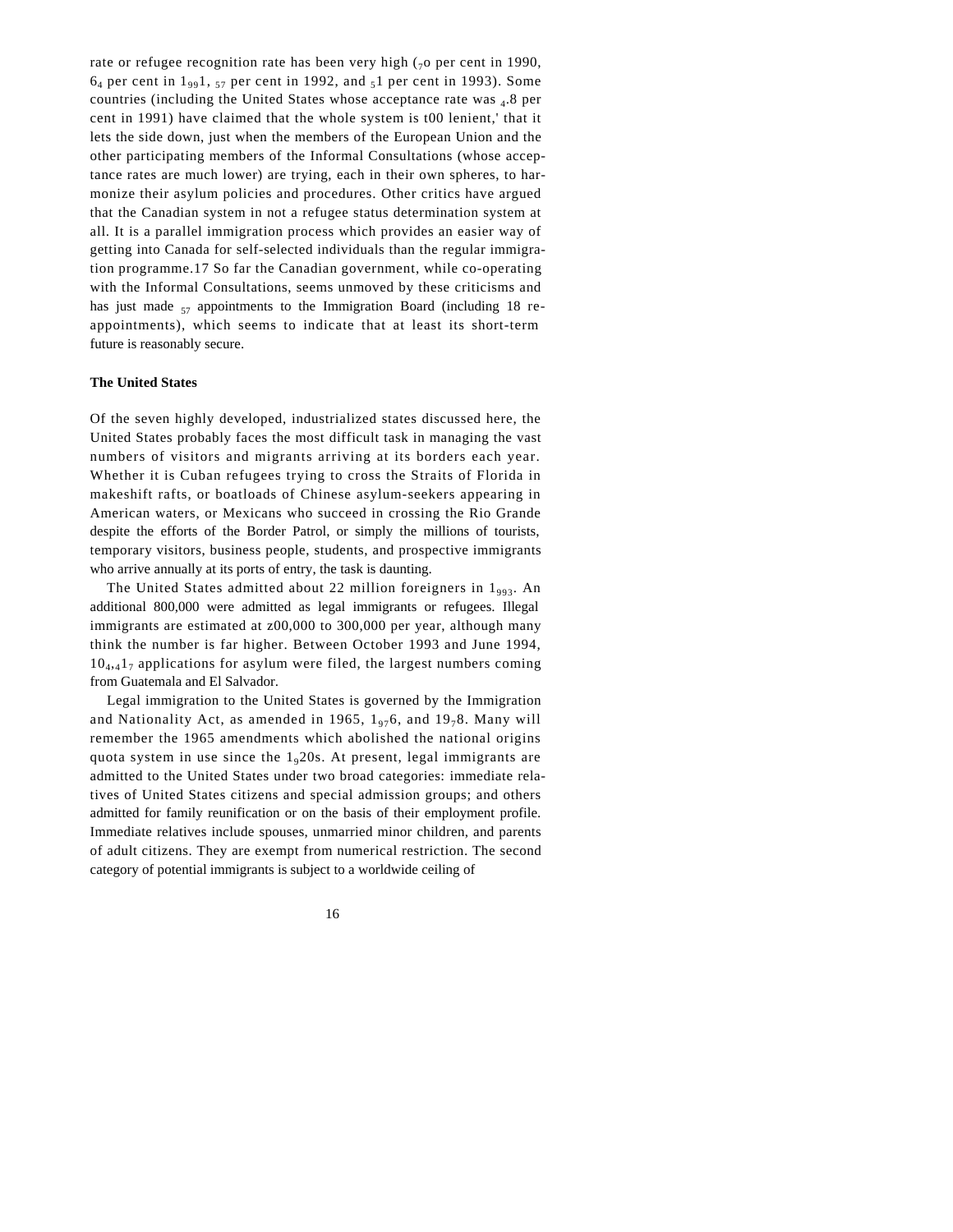rate or refugee recognition rate has been very high (70 per cent in 1990, 64 per cent in 1991, 57 per cent in 1992, and 51 per cent in 1993). Some countries (including the United States whose acceptance rate was 4.8 per cent in 1991) have claimed that the whole system is t00 lenient,' that it lets the side down, just when the members of the European Union and the other participating members of the Informal Consultations (whose acceptance rates are much lower) are trying, each in their own spheres, to harmonize their asylum policies and procedures. Other critics have argued that the Canadian system in not a refugee status determination system at all. It is a parallel immigration process which provides an easier way of getting into Canada for self-selected individuals than the regular immigration programme.17 So far the Canadian government, while co-operating with the Informal Consultations, seems unmoved by these criticisms and has just made 57 appointments to the Immigration Board (including 18 re-appointments), which seems to indicate that at least its short-term future is reasonably secure.

**The United States**

Of the seven highly developed, industrialized states discussed here, the United States probably faces the most difficult task in managing the vast numbers of visitors and migrants arriving at its borders each year. Whether it is Cuban refugees trying to cross the Straits of Florida in makeshift rafts, or boatloads of Chinese asylum-seekers appearing in American waters, or Mexicans who succeed in crossing the Rio Grande despite the efforts of the Border Patrol, or simply the millions of tourists, temporary visitors, business people, students, and prospective immigrants who arrive annually at its ports of entry, the task is daunting.

The United States admitted about 22 million foreigners in 1993. An additional 800,000 were admitted as legal immigrants or refugees. Illegal immigrants are estimated at z00,000 to 300,000 per year, although many think the number is far higher. Between October 1993 and June 1994, 10,417 applications for asylum were filed, the largest numbers coming from Guatemala and El Salvador.

Legal immigration to the United States is governed by the Immigration and Nationality Act, as amended in 1965, 1976, and 1978. Many will remember the 1965 amendments which abolished the national origins quota system in use since the 1920s. At present, legal immigrants are admitted to the United States under two broad categories: immediate relatives of United States citizens and special admission groups; and others admitted for family reunification or on the basis of their employment profile. Immediate relatives include spouses, unmarried minor children, and parents of adult citizens. They are exempt from numerical restriction. The second category of potential immigrants is subject to a worldwide ceiling of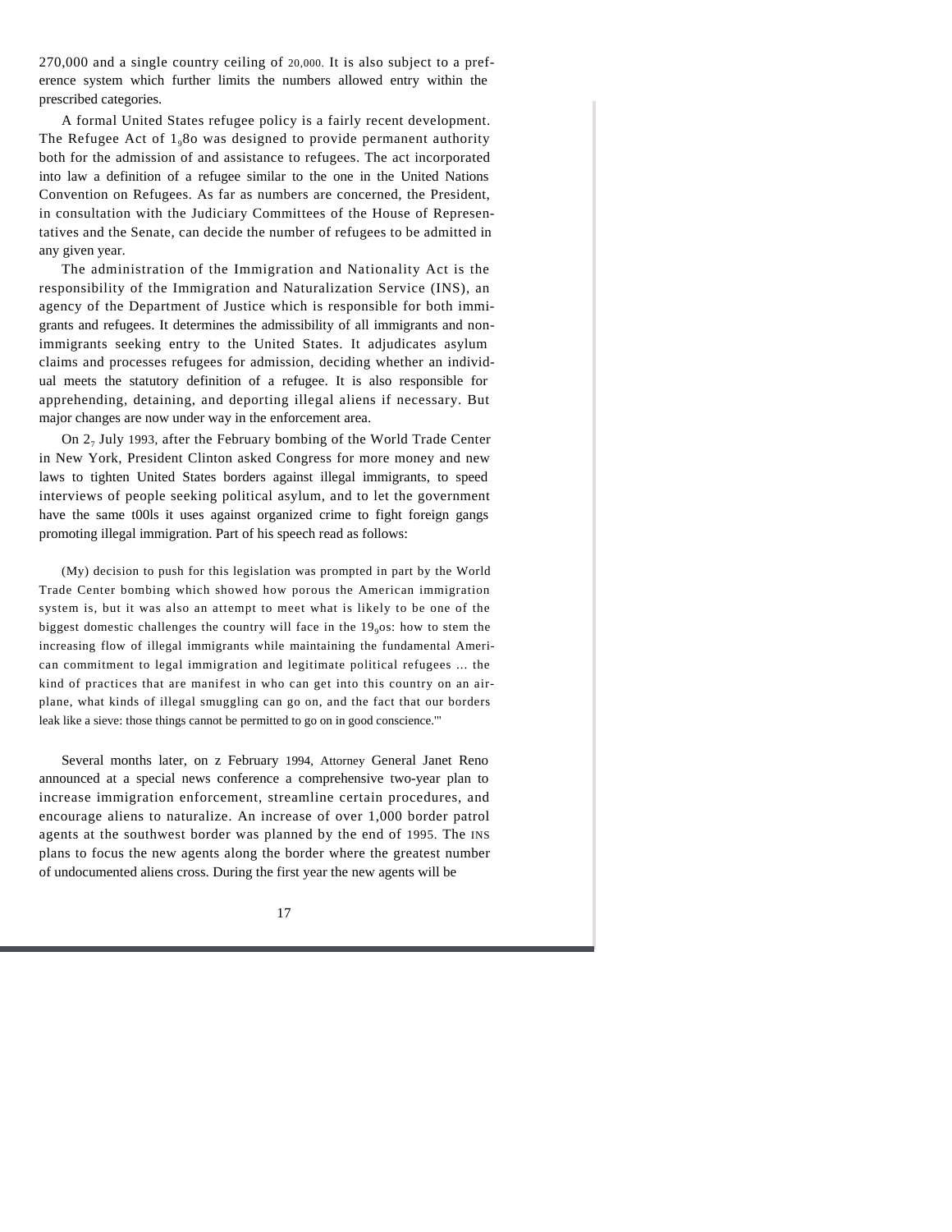270,000 and a single country ceiling of 20,000. It is also subject to a preference system which further limits the numbers allowed entry within the prescribed categories.

A formal United States refugee policy is a fairly recent development. The Refugee Act of 1980 was designed to provide permanent authority both for the admission of and assistance to refugees. The act incorporated into law a definition of a refugee similar to the one in the United Nations Convention on Refugees. As far as numbers are concerned, the President, in consultation with the Judiciary Committees of the House of Representatives and the Senate, can decide the number of refugees to be admitted in any given year.

The administration of the Immigration and Nationality Act is the responsibility of the Immigration and Naturalization Service (INS), an agency of the Department of Justice which is responsible for both immigrants and refugees. It determines the admissibility of all immigrants and nonimmigrants seeking entry to the United States. It adjudicates asylum claims and processes refugees for admission, deciding whether an individual meets the statutory definition of a refugee. It is also responsible for apprehending, detaining, and deporting illegal aliens if necessary. But major changes are now under way in the enforcement area.

On 27 July 1993, after the February bombing of the World Trade Center in New York, President Clinton asked Congress for more money and new laws to tighten United States borders against illegal immigrants, to speed interviews of people seeking political asylum, and to let the government have the same tools it uses against organized crime to fight foreign gangs promoting illegal immigration. Part of his speech read as follows:

> (My) decision to push for this legislation was prompted in part by the World Trade Center bombing which showed how porous the American immigration system is, but it was also an attempt to meet what is likely to be one of the biggest domestic challenges the country will face in the 1990s: how to stem the increasing flow of illegal immigrants while maintaining the fundamental American commitment to legal immigration and legitimate political refugees ... the kind of practices that are manifest in who can get into this country on an airplane, what kinds of illegal smuggling can go on, and the fact that our borders leak like a sieve: those things cannot be permitted to go on in good conscience.[1]

Several months later, on 2 February 1994, Attorney General Janet Reno announced at a special news conference a comprehensive two-year plan to increase immigration enforcement, streamline certain procedures, and encourage aliens to naturalize. An increase of over 1,000 border patrol agents at the southwest border was planned by the end of 1995. The INS plans to focus the new agents along the border where the greatest number of undocumented aliens cross. During the first year the new agents will be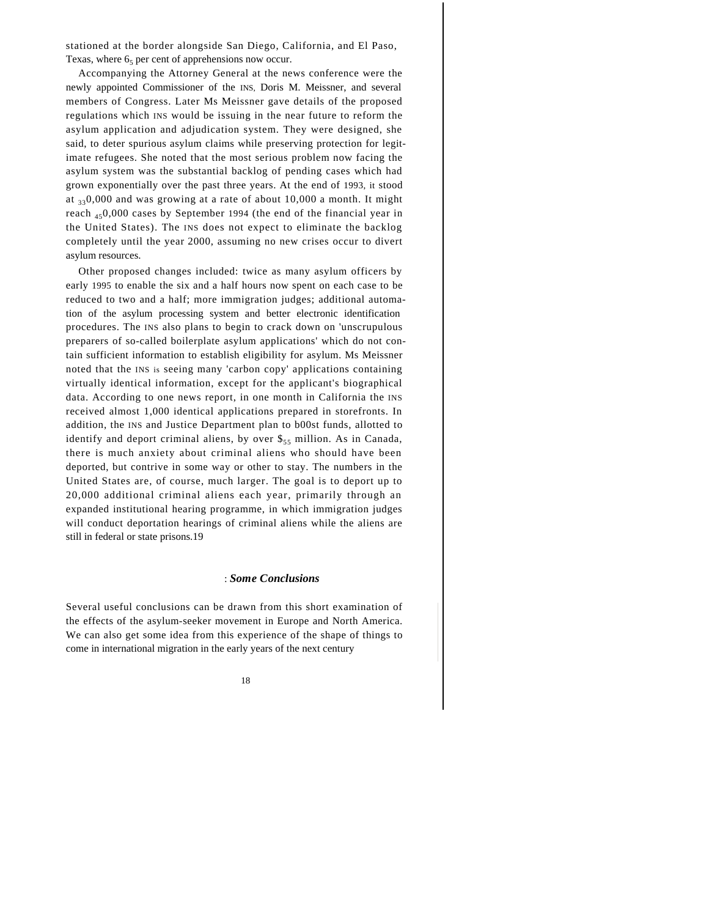stationed at the border alongside San Diego, California, and El Paso, Texas, where 65 per cent of apprehensions now occur.

Accompanying the Attorney General at the news conference were the newly appointed Commissioner of the INS, Doris M. Meissner, and several members of Congress. Later Ms Meissner gave details of the proposed regulations which INS would be issuing in the near future to reform the asylum application and adjudication system. They were designed, she said, to deter spurious asylum claims while preserving protection for legitimate refugees. She noted that the most serious problem now facing the asylum system was the substantial backlog of pending cases which had grown exponentially over the past three years. At the end of 1993, it stood at 330,000 and was growing at a rate of about 10,000 a month. It might reach 450,000 cases by September 1994 (the end of the financial year in the United States). The INS does not expect to eliminate the backlog completely until the year 2000, assuming no new crises occur to divert asylum resources.

Other proposed changes included: twice as many asylum officers by early 1995 to enable the six and a half hours now spent on each case to be reduced to two and a half; more immigration judges; additional automation of the asylum processing system and better electronic identification procedures. The INS also plans to begin to crack down on 'unscrupulous preparers of so-called boilerplate asylum applications' which do not contain sufficient information to establish eligibility for asylum. Ms Meissner noted that the INS is seeing many 'carbon copy' applications containing virtually identical information, except for the applicant's biographical data. According to one news report, in one month in California the INS received almost 1,000 identical applications prepared in storefronts. In addition, the INS and Justice Department plan to b00st funds, allotted to identify and deport criminal aliens, by over $55 million. As in Canada, there is much anxiety about criminal aliens who should have been deported, but contrive in some way or other to stay. The numbers in the United States are, of course, much larger. The goal is to deport up to 20,000 additional criminal aliens each year, primarily through an expanded institutional hearing programme, in which immigration judges will conduct deportation hearings of criminal aliens while the aliens are still in federal or state prisons.[19]

## *Some Conclusions*

Several useful conclusions can be drawn from this short examination of the effects of the asylum-seeker movement in Europe and North America. We can also get some idea from this experience of the shape of things to come in international migration in the early years of the next century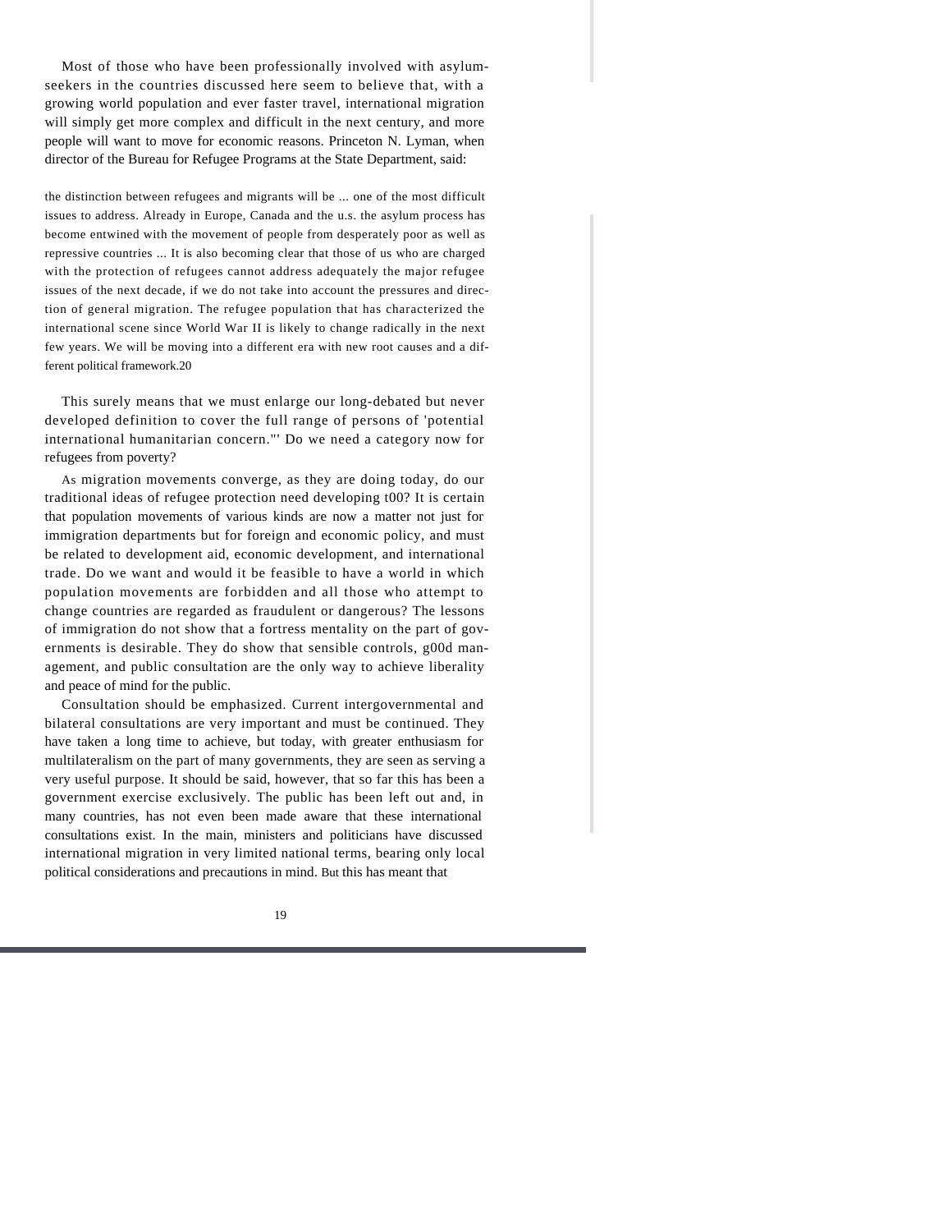Most of those who have been professionally involved with asylum-seekers in the countries discussed here seem to believe that, with a growing world population and ever faster travel, international migration will simply get more complex and difficult in the next century, and more people will want to move for economic reasons. Princeton N. Lyman, when director of the Bureau for Refugee Programs at the State Department, said:

> the distinction between refugees and migrants will be ... one of the most difficult issues to address. Already in Europe, Canada and the u.s. the asylum process has become entwined with the movement of people from desperately poor as well as repressive countries ... It is also becoming clear that those of us who are charged with the protection of refugees cannot address adequately the major refugee issues of the next decade, if we do not take into account the pressures and direction of general migration. The refugee population that has characterized the international scene since World War II is likely to change radically in the next few years. We will be moving into a different era with new root causes and a different political framework.[20]

This surely means that we must enlarge our long-debated but never developed definition to cover the full range of persons of 'potential international humanitarian concern."' Do we need a category now for refugees from poverty?

As migration movements converge, as they are doing today, do our traditional ideas of refugee protection need developing t00? It is certain that population movements of various kinds are now a matter not just for immigration departments but for foreign and economic policy, and must be related to development aid, economic development, and international trade. Do we want and would it be feasible to have a world in which population movements are forbidden and all those who attempt to change countries are regarded as fraudulent or dangerous? The lessons of immigration do not show that a fortress mentality on the part of governments is desirable. They do show that sensible controls, g00d management, and public consultation are the only way to achieve liberality and peace of mind for the public.

Consultation should be emphasized. Current intergovernmental and bilateral consultations are very important and must be continued. They have taken a long time to achieve, but today, with greater enthusiasm for multilateralism on the part of many governments, they are seen as serving a very useful purpose. It should be said, however, that so far this has been a government exercise exclusively. The public has been left out and, in many countries, has not even been made aware that these international consultations exist. In the main, ministers and politicians have discussed international migration in very limited national terms, bearing only local political considerations and precautions in mind. But this has meant that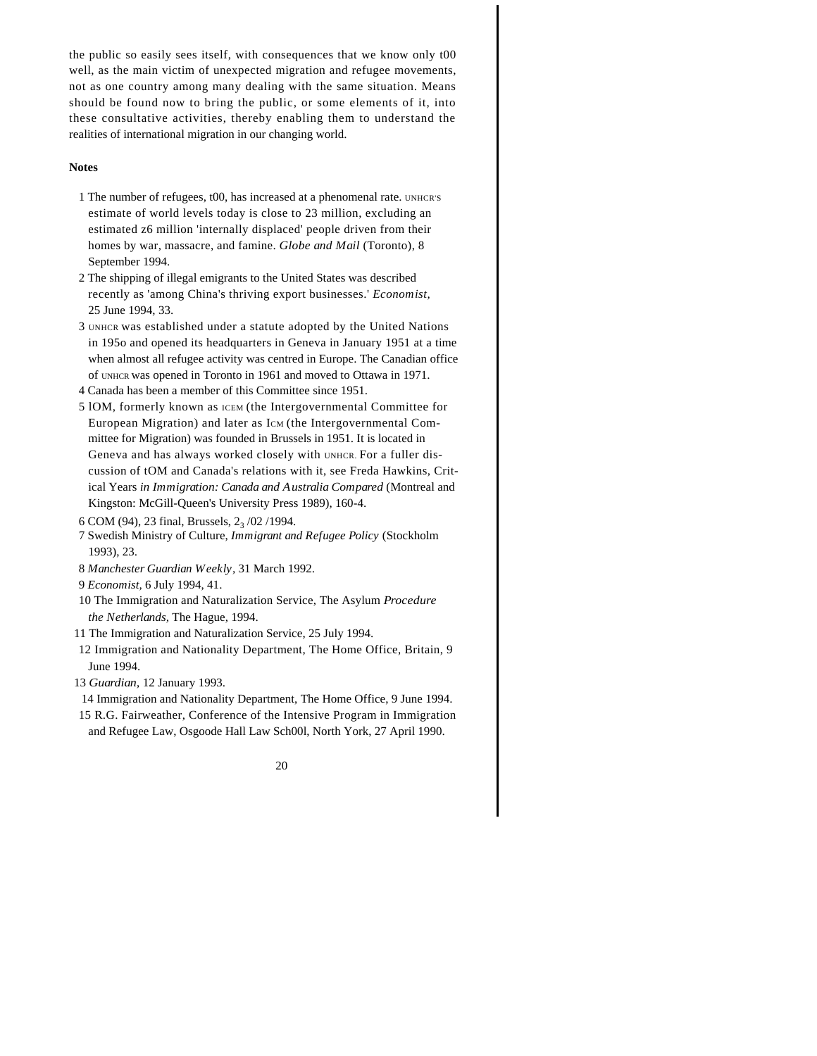the public so easily sees itself, with consequences that we know only t00 well, as the main victim of unexpected migration and refugee movements, not as one country among many dealing with the same situation. Means should be found now to bring the public, or some elements of it, into these consultative activities, thereby enabling them to understand the realities of international migration in our changing world.

**Notes**

1 The number of refugees, t00, has increased at a phenomenal rate. UNHCR'S estimate of world levels today is close to 23 million, excluding an estimated z6 million 'internally displaced' people driven from their homes by war, massacre, and famine. *Globe and Mail* (Toronto), 8 September 1994.

2 The shipping of illegal emigrants to the United States was described recently as 'among China's thriving export businesses.' *Economist,* 25 June 1994, 33.

3 UNHCR was established under a statute adopted by the United Nations in 195o and opened its headquarters in Geneva in January 1951 at a time when almost all refugee activity was centred in Europe. The Canadian office of UNHCR was opened in Toronto in 1961 and moved to Ottawa in 1971.

4 Canada has been a member of this Committee since 1951.

5 lOM, formerly known as ICEM (the Intergovernmental Committee for European Migration) and later as ICM (the Intergovernmental Committee for Migration) was founded in Brussels in 1951. It is located in Geneva and has always worked closely with UNHCR. For a fuller discussion of tOM and Canada's relations with it, see Freda Hawkins, Critical Years *in Immigration: Canada and Australia Compared* (Montreal and Kingston: McGill-Queen's University Press 1989), 160-4.

6 COM (94), 23 final, Brussels, $2_3$ /02 /1994.

7 Swedish Ministry of Culture, *Immigrant and Refugee Policy* (Stockholm 1993), 23.

8 *Manchester Guardian Weekly*, 31 March 1992.

9 *Economist,* 6 July 1994, 41.

10 The Immigration and Naturalization Service, The Asylum *Procedure the Netherlands,* The Hague, 1994.

11 The Immigration and Naturalization Service, 25 July 1994.

12 Immigration and Nationality Department, The Home Office, Britain, 9 June 1994.

13 *Guardian*, 12 January 1993.

14 Immigration and Nationality Department, The Home Office, 9 June 1994.

15 R.G. Fairweather, Conference of the Intensive Program in Immigration and Refugee Law, Osgoode Hall Law Sch00l, North York, 27 April 1990.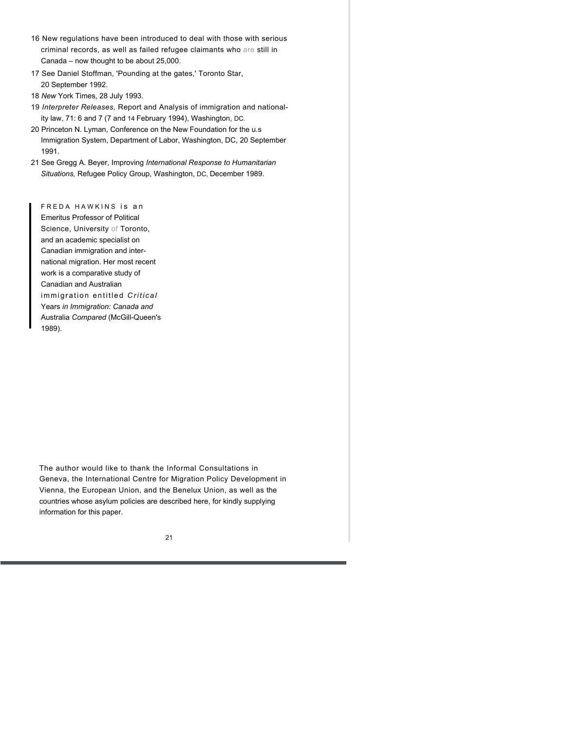16 New regulations have been introduced to deal with those with serious criminal records, as well as failed refugee claimants who are still in Canada – now thought to be about 25,000.

17 See Daniel Stoffman, 'Pounding at the gates,' Toronto Star, 20 September 1992.

18 *New* York Times, 28 July 1993.

19 *Interpreter Releases,* Report and Analysis of immigration and nationality law, 71: 6 and 7 (7 and 14 February 1994), Washington, DC.

20 Princeton N. Lyman, Conference on the New Foundation for the u.s Immigration System, Department of Labor, Washington, DC, 20 September 1991.

21 See Gregg A. Beyer, Improving *International Response to Humanitarian Situations,* Refugee Policy Group, Washington, DC, December 1989.

FREDA HAWKINS is an Emeritus Professor of Political Science, University of Toronto, and an academic specialist on Canadian immigration and international migration. Her most recent work is a comparative study of Canadian and Australian immigration entitled *Critical* Years *in Immigration: Canada and* Australia *Compared* (McGill-Queen's 1989).

The author would like to thank the Informal Consultations in Geneva, the International Centre for Migration Policy Development in Vienna, the European Union, and the Benelux Union, as well as the countries whose asylum policies are described here, for kindly supplying information for this paper.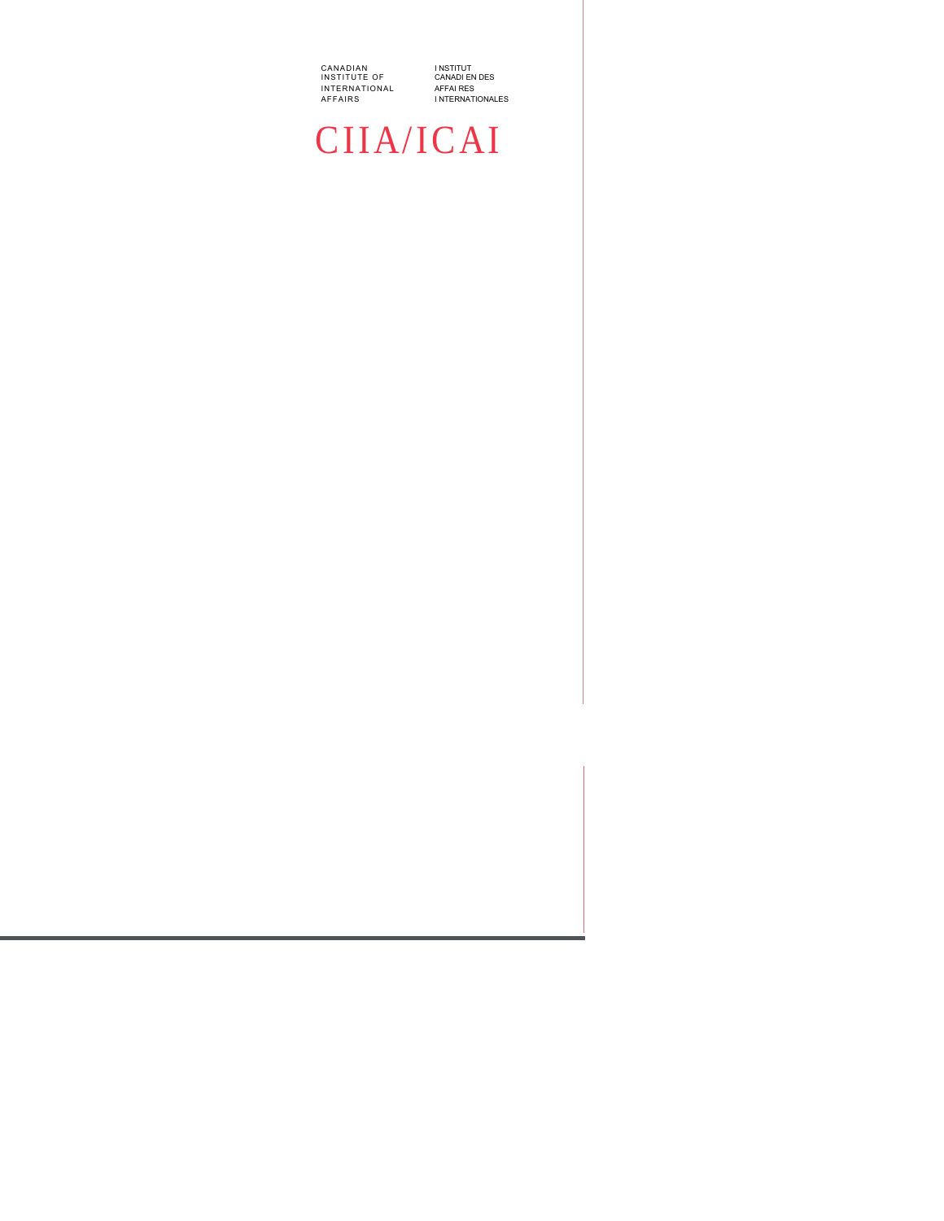CANADIAN
INSTITUTE OF
INTERNATIONAL
AFFAIRS

INSTITUT
CANADIEN DES
AFFAIRES
INTERNATIONALES

CIIA/ICAI